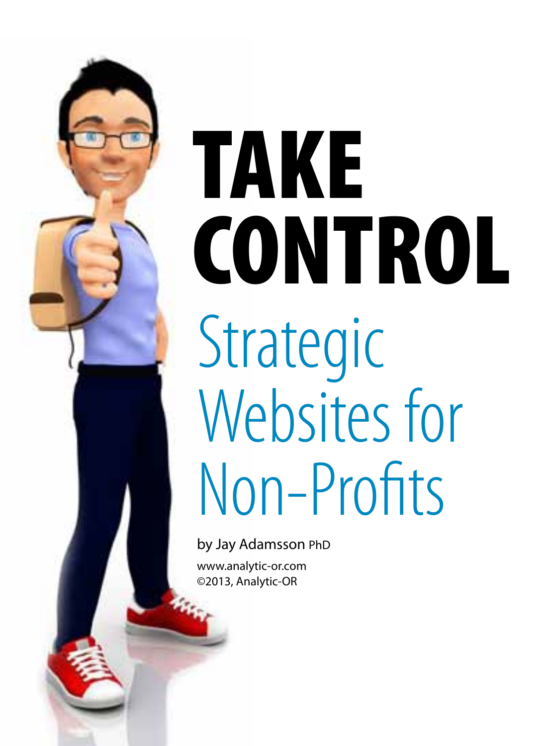# TAKE CONTROL

## Strategic Websites for Non-Profits

by Jay Adamsson PhD

www.analytic-or.com
©2013, Analytic-OR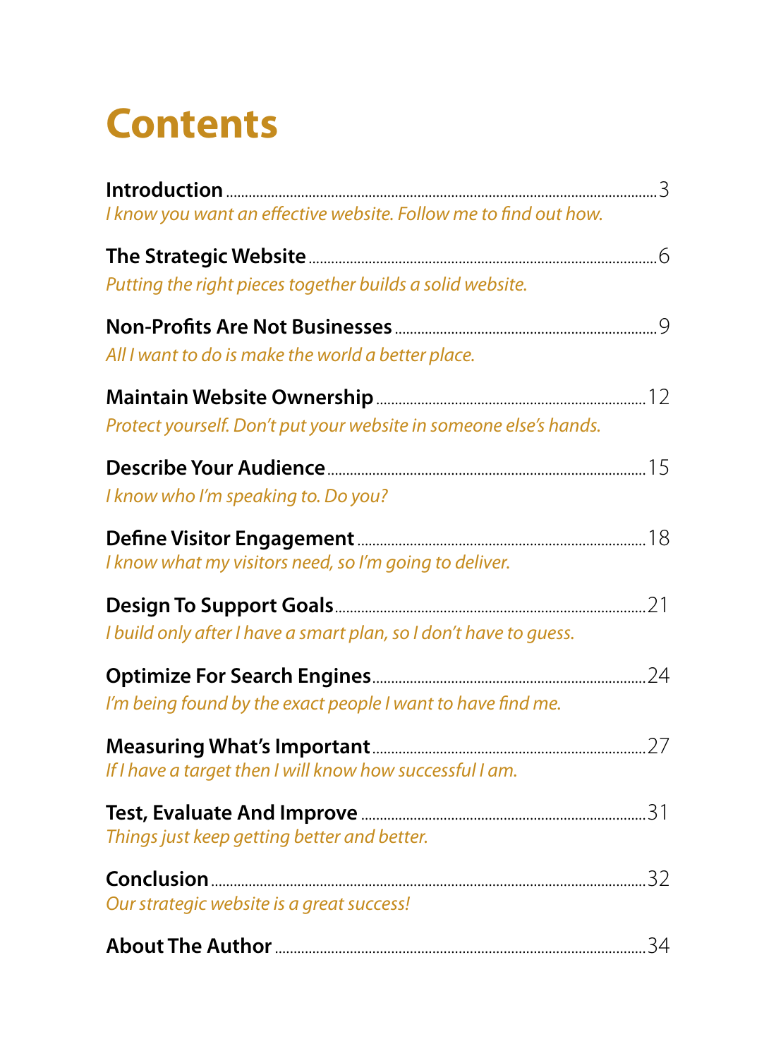# Contents

**Introduction** .......... 3
*I know you want an effective website. Follow me to find out how.*

**The Strategic Website** .......... 6
*Putting the right pieces together builds a solid website.*

**Non-Profits Are Not Businesses** .......... 9
*All I want to do is make the world a better place.*

**Maintain Website Ownership** .......... 12
*Protect yourself. Don't put your website in someone else's hands.*

**Describe Your Audience** .......... 15
*I know who I'm speaking to. Do you?*

**Define Visitor Engagement** .......... 18
*I know what my visitors need, so I'm going to deliver.*

**Design To Support Goals** .......... 21
*I build only after I have a smart plan, so I don't have to guess.*

**Optimize For Search Engines** .......... 24
*I'm being found by the exact people I want to have find me.*

**Measuring What's Important** .......... 27
*If I have a target then I will know how successful I am.*

**Test, Evaluate And Improve** .......... 31
*Things just keep getting better and better.*

**Conclusion** .......... 32
*Our strategic website is a great success!*

**About The Author** .......... 34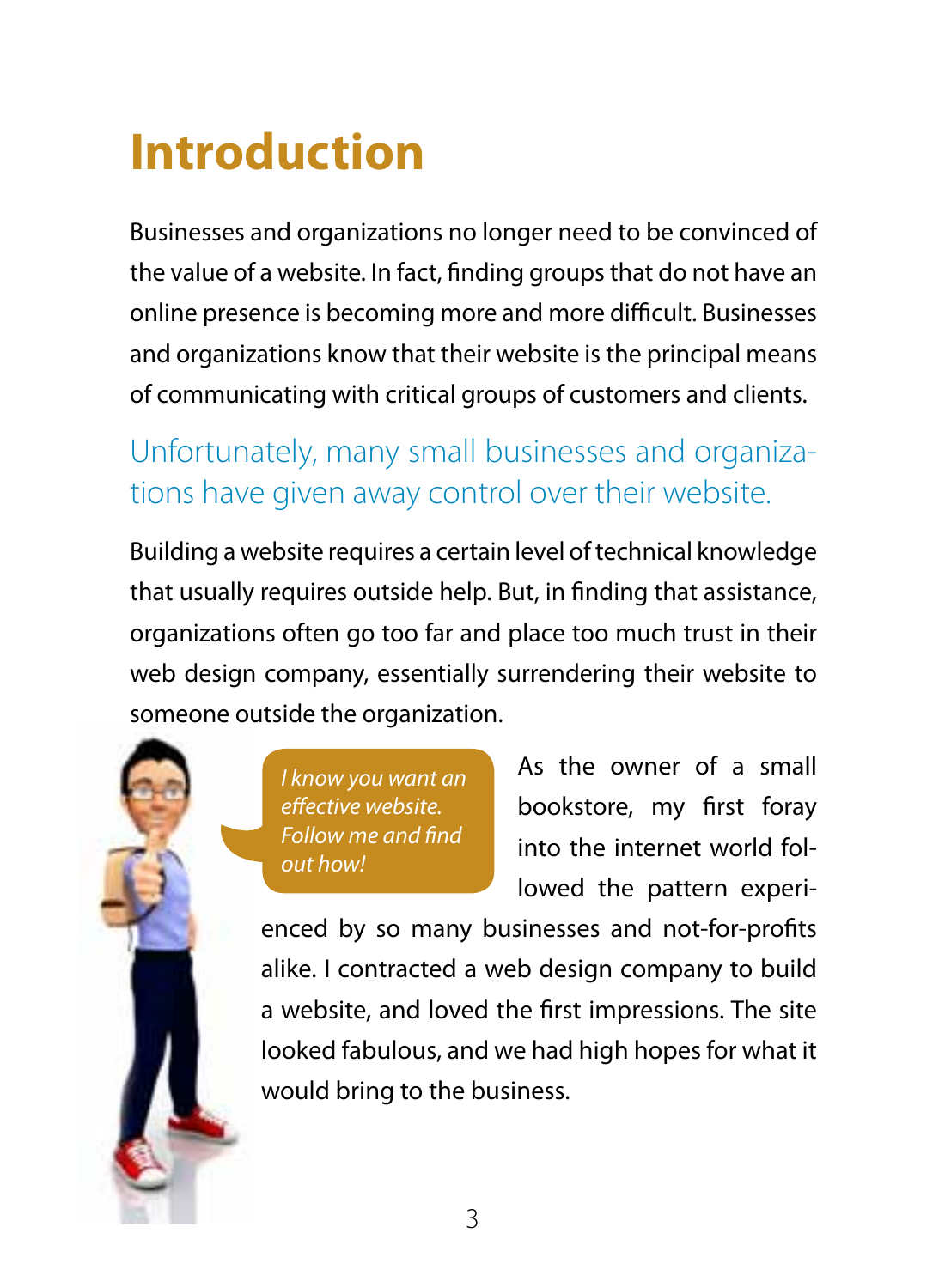# Introduction

Businesses and organizations no longer need to be convinced of the value of a website. In fact, finding groups that do not have an online presence is becoming more and more difficult. Businesses and organizations know that their website is the principal means of communicating with critical groups of customers and clients.

## Unfortunately, many small businesses and organizations have given away control over their website.

Building a website requires a certain level of technical knowledge that usually requires outside help. But, in finding that assistance, organizations often go too far and place too much trust in their web design company, essentially surrendering their website to someone outside the organization.

*I know you want an effective website. Follow me and find out how!*

As the owner of a small bookstore, my first foray into the internet world followed the pattern experienced by so many businesses and not-for-profits alike. I contracted a web design company to build a website, and loved the first impressions. The site looked fabulous, and we had high hopes for what it would bring to the business.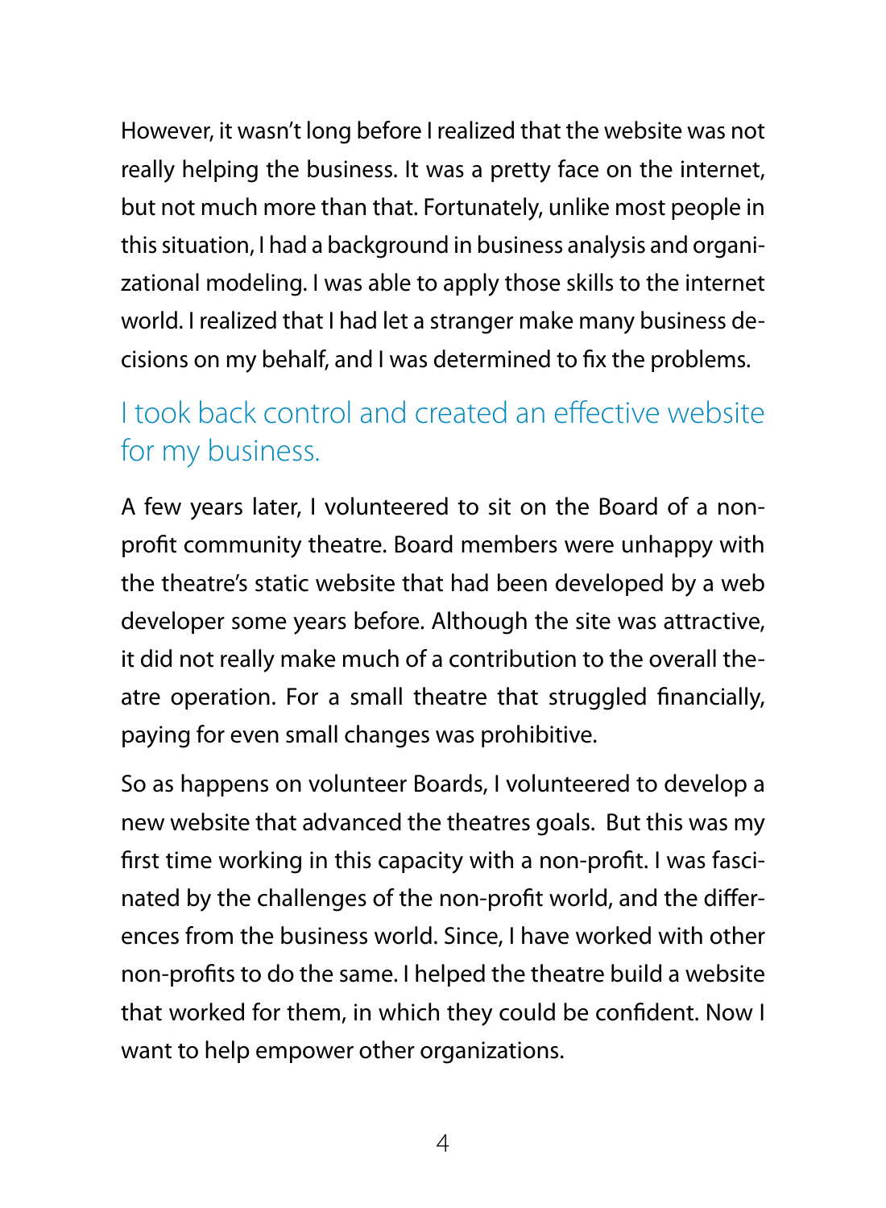However, it wasn't long before I realized that the website was not really helping the business. It was a pretty face on the internet, but not much more than that. Fortunately, unlike most people in this situation, I had a background in business analysis and organizational modeling. I was able to apply those skills to the internet world. I realized that I had let a stranger make many business decisions on my behalf, and I was determined to fix the problems.

## I took back control and created an effective website for my business.

A few years later, I volunteered to sit on the Board of a non-profit community theatre. Board members were unhappy with the theatre's static website that had been developed by a web developer some years before. Although the site was attractive, it did not really make much of a contribution to the overall theatre operation. For a small theatre that struggled financially, paying for even small changes was prohibitive.

So as happens on volunteer Boards, I volunteered to develop a new website that advanced the theatres goals. But this was my first time working in this capacity with a non-profit. I was fascinated by the challenges of the non-profit world, and the differences from the business world. Since, I have worked with other non-profits to do the same. I helped the theatre build a website that worked for them, in which they could be confident. Now I want to help empower other organizations.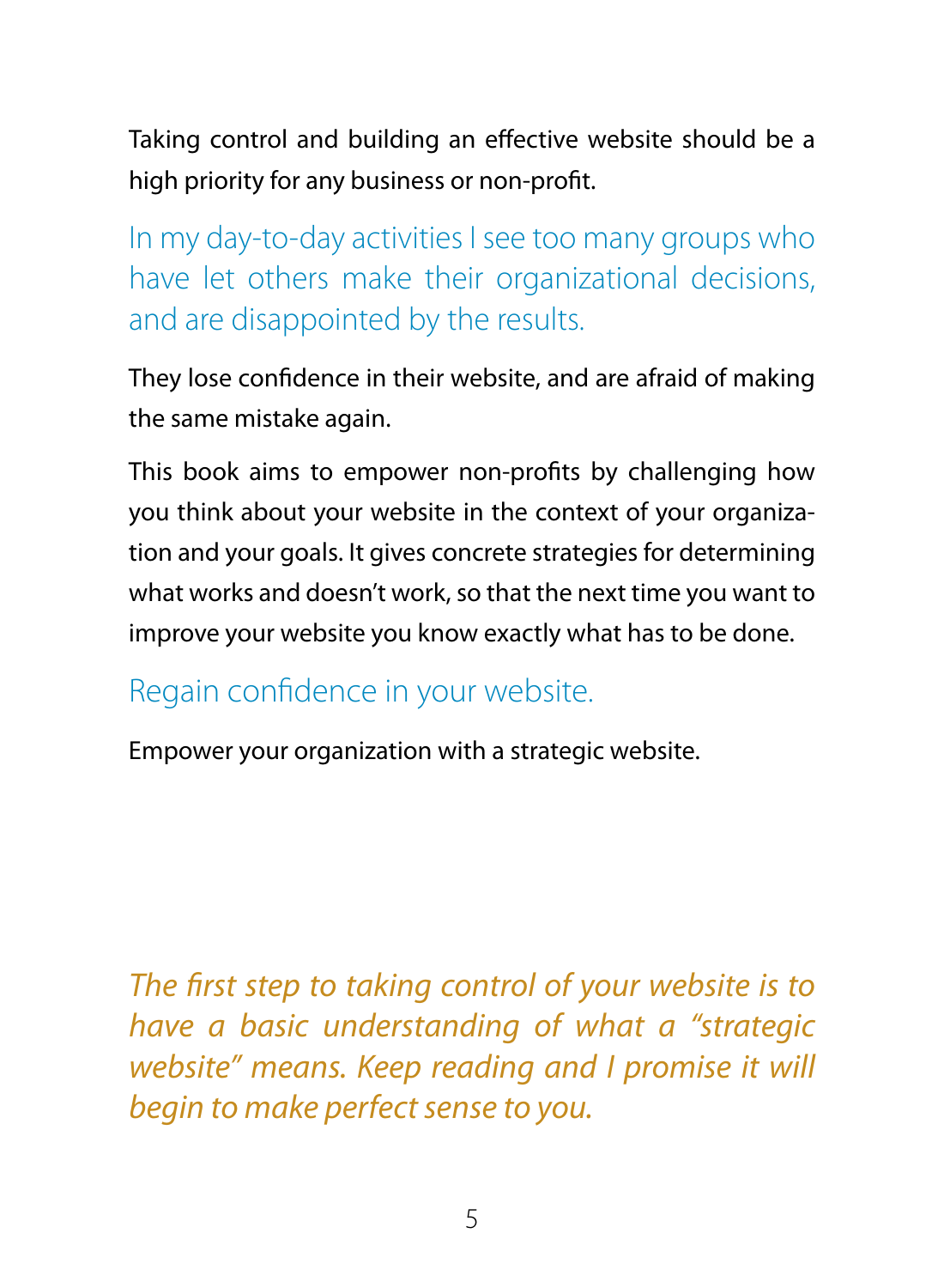Taking control and building an effective website should be a high priority for any business or non-profit.

In my day-to-day activities I see too many groups who have let others make their organizational decisions, and are disappointed by the results.

They lose confidence in their website, and are afraid of making the same mistake again.

This book aims to empower non-profits by challenging how you think about your website in the context of your organization and your goals. It gives concrete strategies for determining what works and doesn't work, so that the next time you want to improve your website you know exactly what has to be done.

Regain confidence in your website.

Empower your organization with a strategic website.

*The first step to taking control of your website is to have a basic understanding of what a "strategic website" means. Keep reading and I promise it will begin to make perfect sense to you.*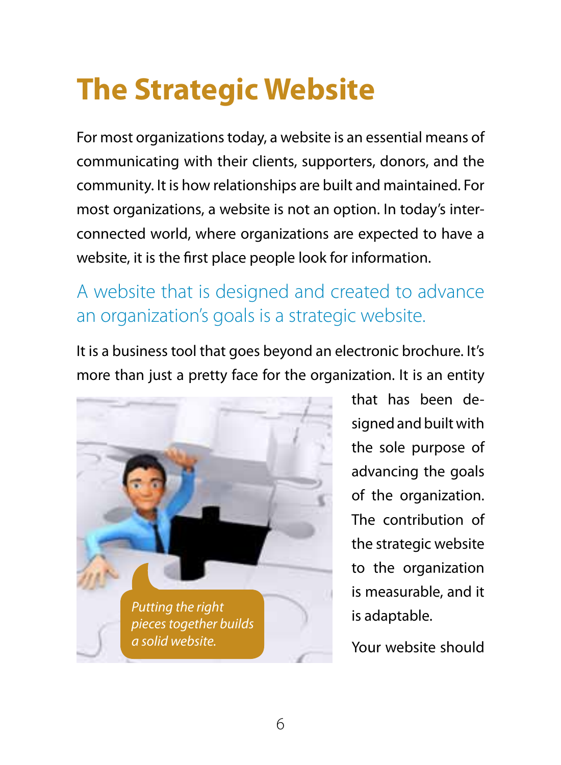# The Strategic Website

For most organizations today, a website is an essential means of communicating with their clients, supporters, donors, and the community. It is how relationships are built and maintained. For most organizations, a website is not an option. In today's interconnected world, where organizations are expected to have a website, it is the first place people look for information.

## A website that is designed and created to advance an organization's goals is a strategic website.

It is a business tool that goes beyond an electronic brochure. It's more than just a pretty face for the organization. It is an entity that has been designed and built with the sole purpose of advancing the goals of the organization. The contribution of the strategic website to the organization is measurable, and it is adaptable.

*Putting the right pieces together builds a solid website.*

Your website should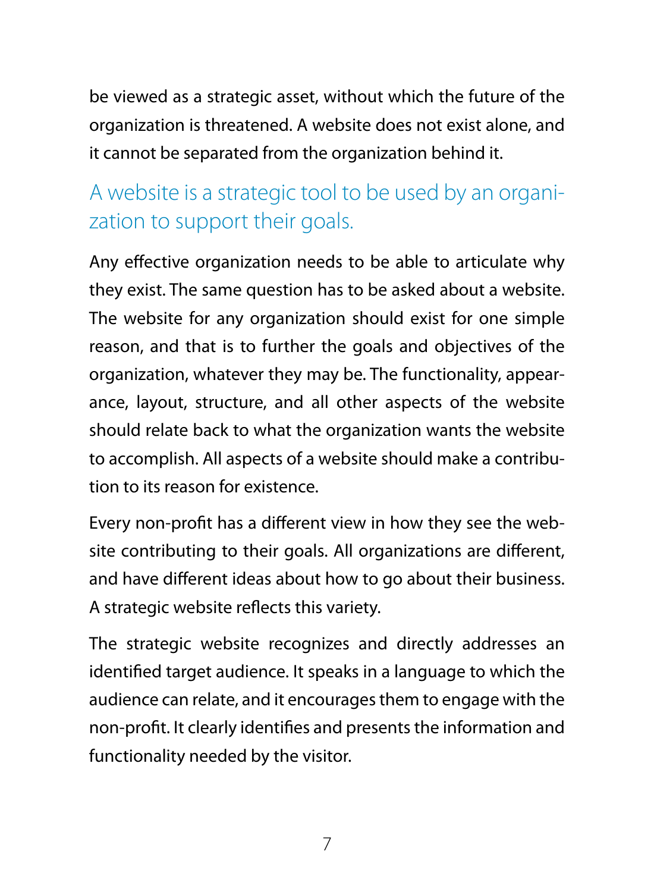be viewed as a strategic asset, without which the future of the organization is threatened. A website does not exist alone, and it cannot be separated from the organization behind it.

## A website is a strategic tool to be used by an organization to support their goals.

Any effective organization needs to be able to articulate why they exist. The same question has to be asked about a website. The website for any organization should exist for one simple reason, and that is to further the goals and objectives of the organization, whatever they may be. The functionality, appearance, layout, structure, and all other aspects of the website should relate back to what the organization wants the website to accomplish. All aspects of a website should make a contribution to its reason for existence.

Every non-profit has a different view in how they see the website contributing to their goals. All organizations are different, and have different ideas about how to go about their business. A strategic website reflects this variety.

The strategic website recognizes and directly addresses an identified target audience. It speaks in a language to which the audience can relate, and it encourages them to engage with the non-profit. It clearly identifies and presents the information and functionality needed by the visitor.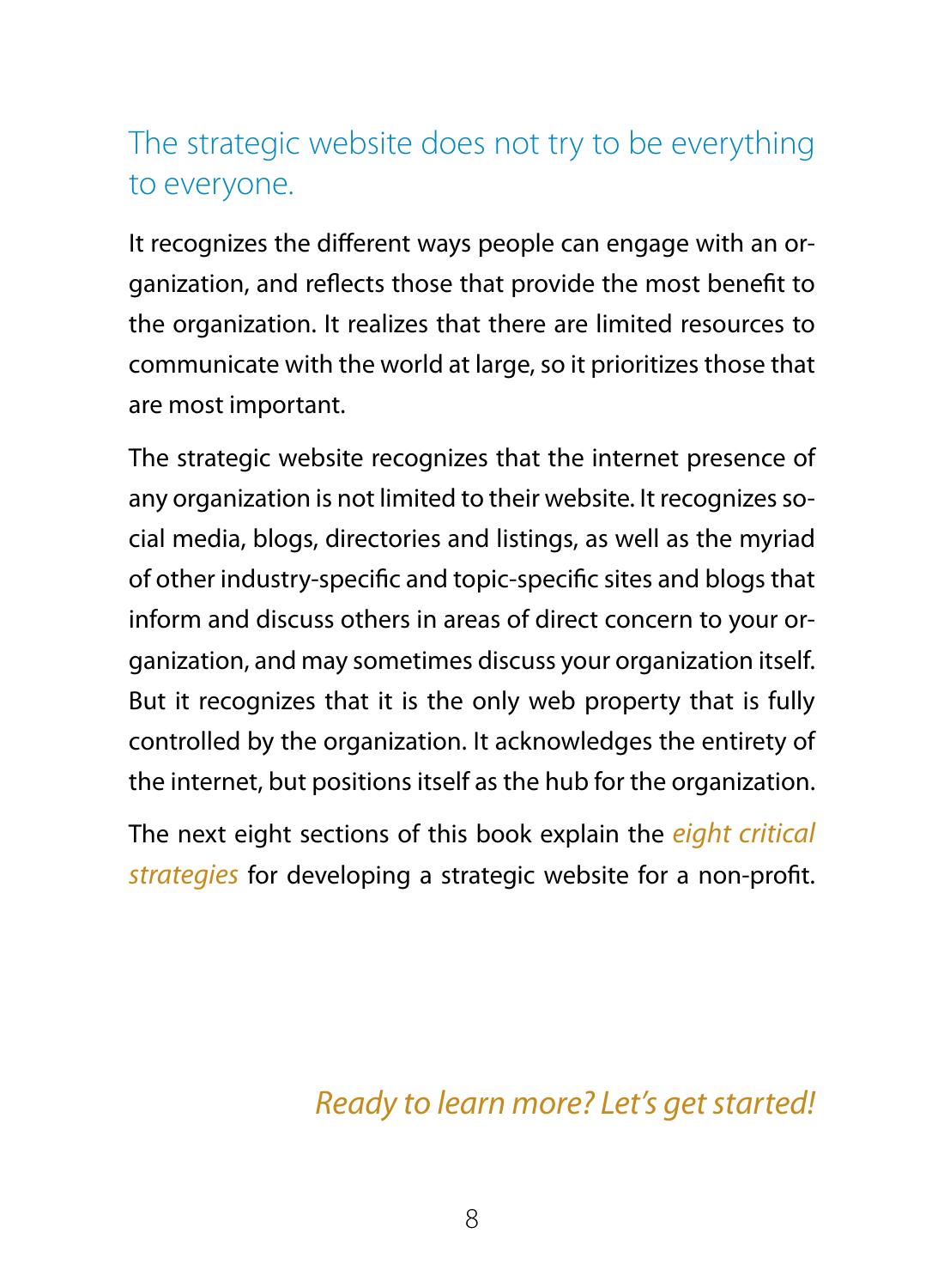## The strategic website does not try to be everything to everyone.

It recognizes the different ways people can engage with an organization, and reflects those that provide the most benefit to the organization. It realizes that there are limited resources to communicate with the world at large, so it prioritizes those that are most important.

The strategic website recognizes that the internet presence of any organization is not limited to their website. It recognizes social media, blogs, directories and listings, as well as the myriad of other industry-specific and topic-specific sites and blogs that inform and discuss others in areas of direct concern to your organization, and may sometimes discuss your organization itself. But it recognizes that it is the only web property that is fully controlled by the organization. It acknowledges the entirety of the internet, but positions itself as the hub for the organization.

The next eight sections of this book explain the *eight critical strategies* for developing a strategic website for a non-profit.

*Ready to learn more? Let's get started!*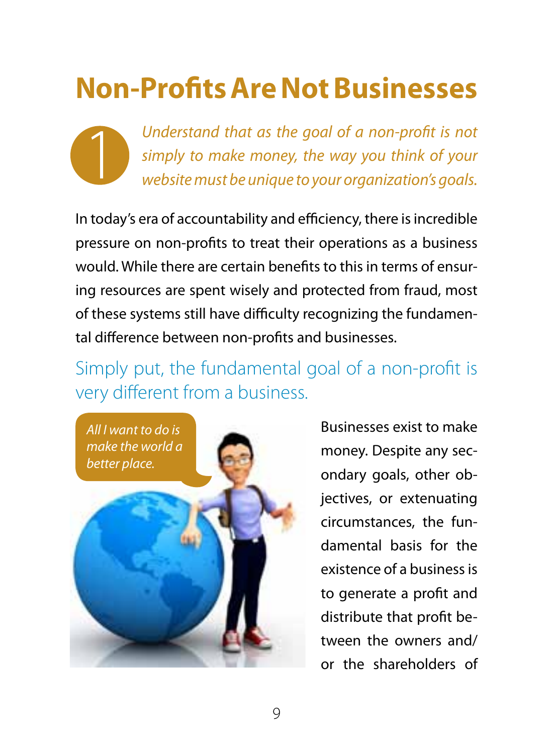# Non-Profits Are Not Businesses

1

*Understand that as the goal of a non-profit is not simply to make money, the way you think of your website must be unique to your organization's goals.*

In today's era of accountability and efficiency, there is incredible pressure on non-profits to treat their operations as a business would. While there are certain benefits to this in terms of ensuring resources are spent wisely and protected from fraud, most of these systems still have difficulty recognizing the fundamental difference between non-profits and businesses.

Simply put, the fundamental goal of a non-profit is very different from a business.

*All I want to do is make the world a better place.*

Businesses exist to make money. Despite any secondary goals, other objectives, or extenuating circumstances, the fundamental basis for the existence of a business is to generate a profit and distribute that profit between the owners and/or the shareholders of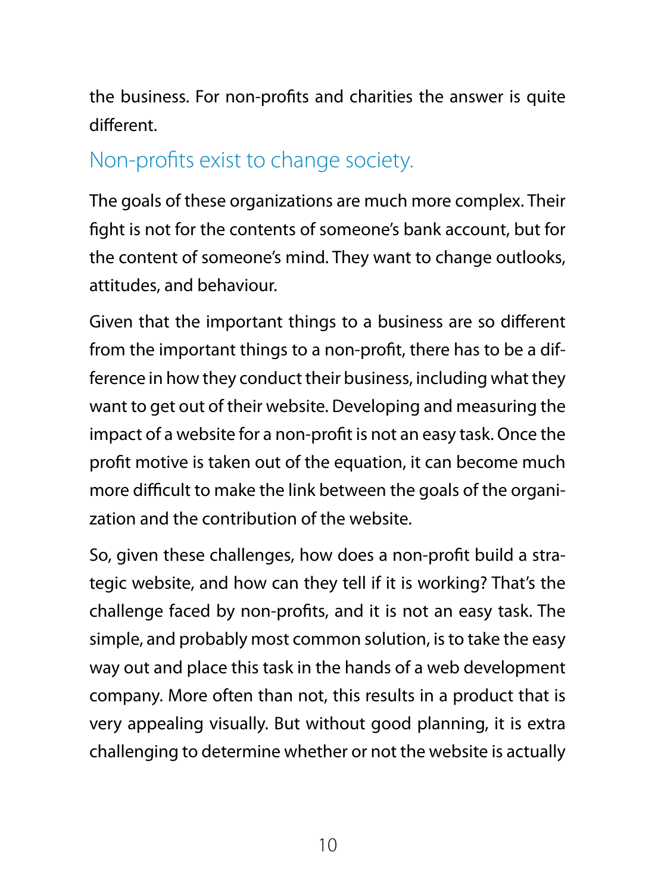the business. For non-profits and charities the answer is quite different.

## Non-profits exist to change society.

The goals of these organizations are much more complex. Their fight is not for the contents of someone's bank account, but for the content of someone's mind. They want to change outlooks, attitudes, and behaviour.

Given that the important things to a business are so different from the important things to a non-profit, there has to be a difference in how they conduct their business, including what they want to get out of their website. Developing and measuring the impact of a website for a non-profit is not an easy task. Once the profit motive is taken out of the equation, it can become much more difficult to make the link between the goals of the organization and the contribution of the website.

So, given these challenges, how does a non-profit build a strategic website, and how can they tell if it is working? That's the challenge faced by non-profits, and it is not an easy task. The simple, and probably most common solution, is to take the easy way out and place this task in the hands of a web development company. More often than not, this results in a product that is very appealing visually. But without good planning, it is extra challenging to determine whether or not the website is actually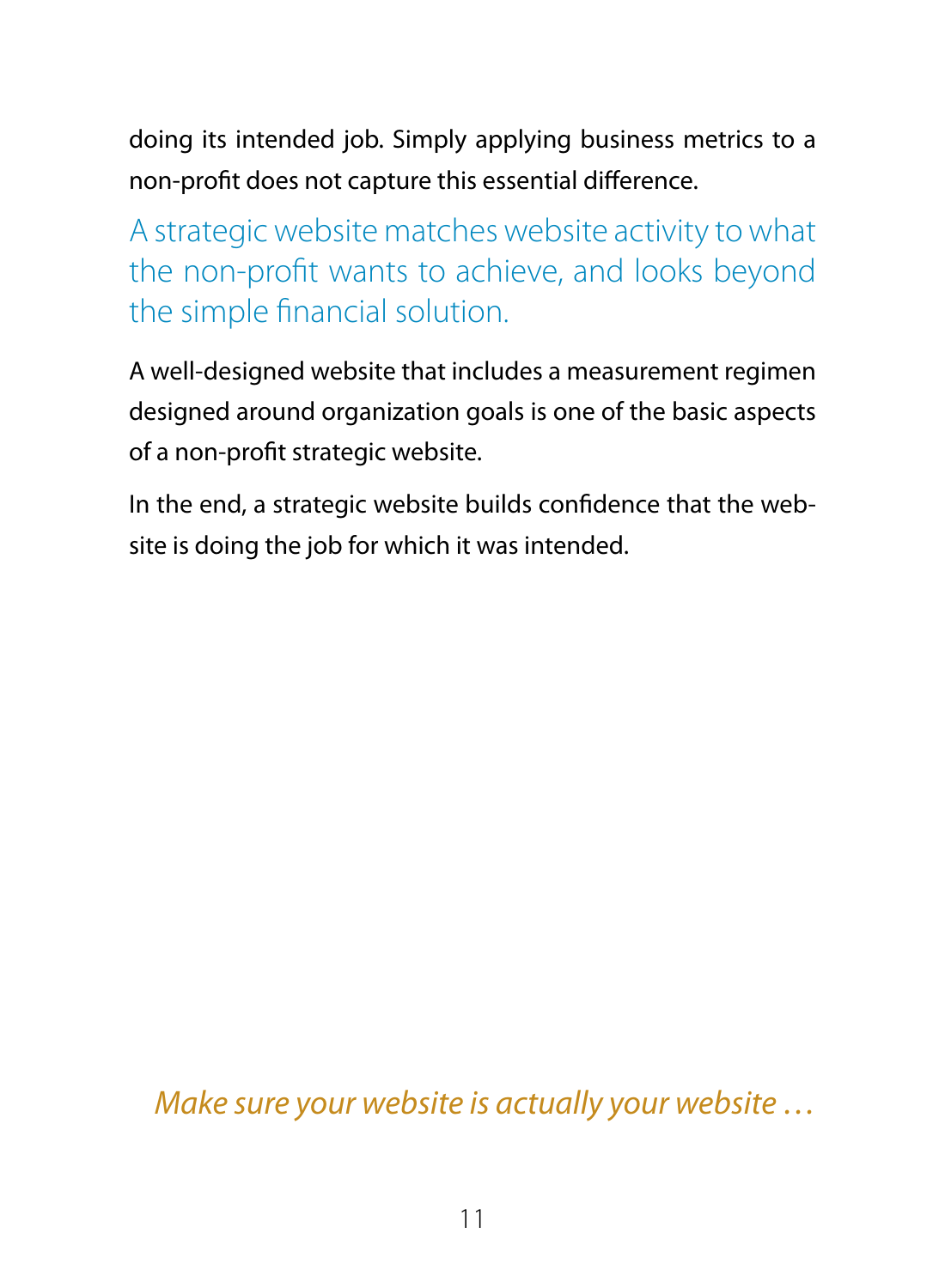doing its intended job. Simply applying business metrics to a non-profit does not capture this essential difference.

A strategic website matches website activity to what the non-profit wants to achieve, and looks beyond the simple financial solution.

A well-designed website that includes a measurement regimen designed around organization goals is one of the basic aspects of a non-profit strategic website.

In the end, a strategic website builds confidence that the website is doing the job for which it was intended.

*Make sure your website is actually your website …*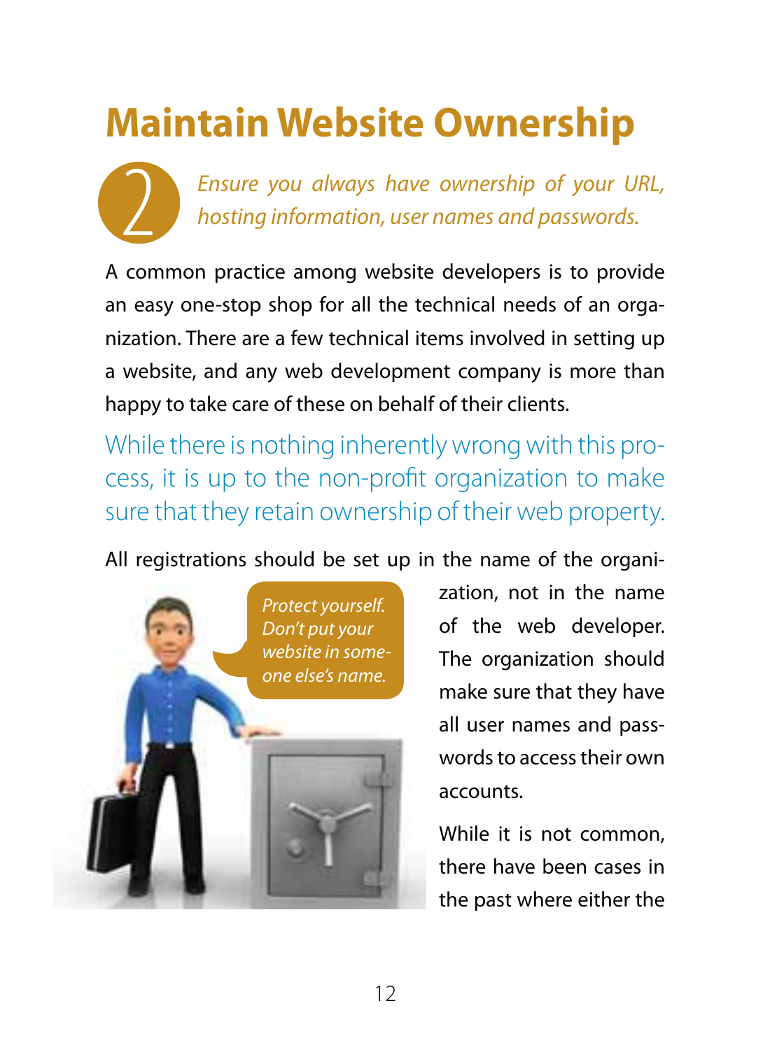# Maintain Website Ownership

2

*Ensure you always have ownership of your URL, hosting information, user names and passwords.*

A common practice among website developers is to provide an easy one-stop shop for all the technical needs of an organization. There are a few technical items involved in setting up a website, and any web development company is more than happy to take care of these on behalf of their clients.

While there is nothing inherently wrong with this process, it is up to the non-profit organization to make sure that they retain ownership of their web property.

All registrations should be set up in the name of the organization, not in the name of the web developer. The organization should make sure that they have all user names and passwords to access their own accounts.

*Protect yourself. Don't put your website in someone else's name.*

While it is not common, there have been cases in the past where either the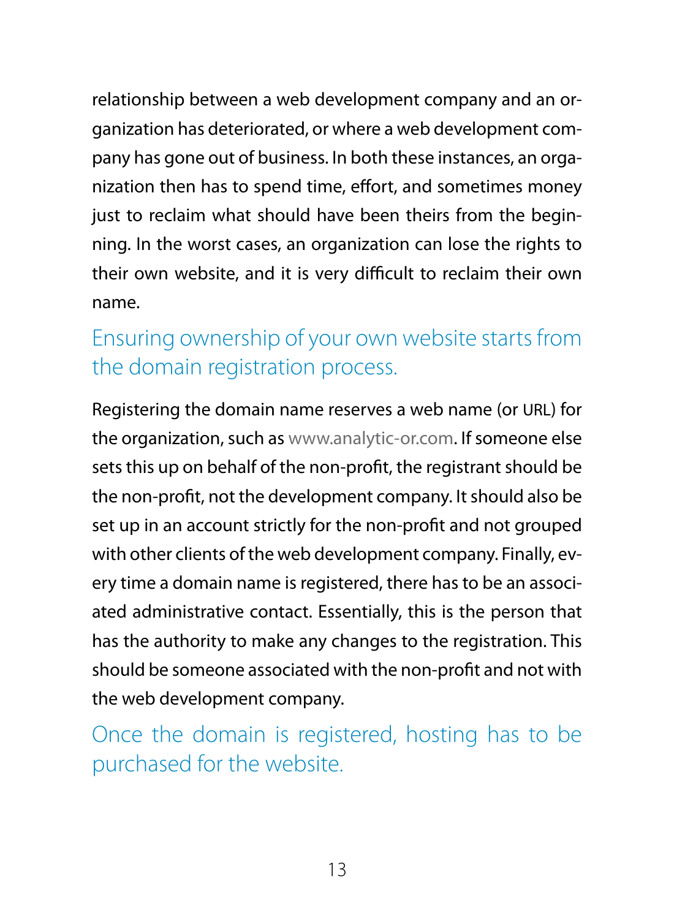relationship between a web development company and an organization has deteriorated, or where a web development company has gone out of business. In both these instances, an organization then has to spend time, effort, and sometimes money just to reclaim what should have been theirs from the beginning. In the worst cases, an organization can lose the rights to their own website, and it is very difficult to reclaim their own name.

## Ensuring ownership of your own website starts from the domain registration process.

Registering the domain name reserves a web name (or URL) for the organization, such as www.analytic-or.com. If someone else sets this up on behalf of the non-profit, the registrant should be the non-profit, not the development company. It should also be set up in an account strictly for the non-profit and not grouped with other clients of the web development company. Finally, every time a domain name is registered, there has to be an associated administrative contact. Essentially, this is the person that has the authority to make any changes to the registration. This should be someone associated with the non-profit and not with the web development company.

## Once the domain is registered, hosting has to be purchased for the website.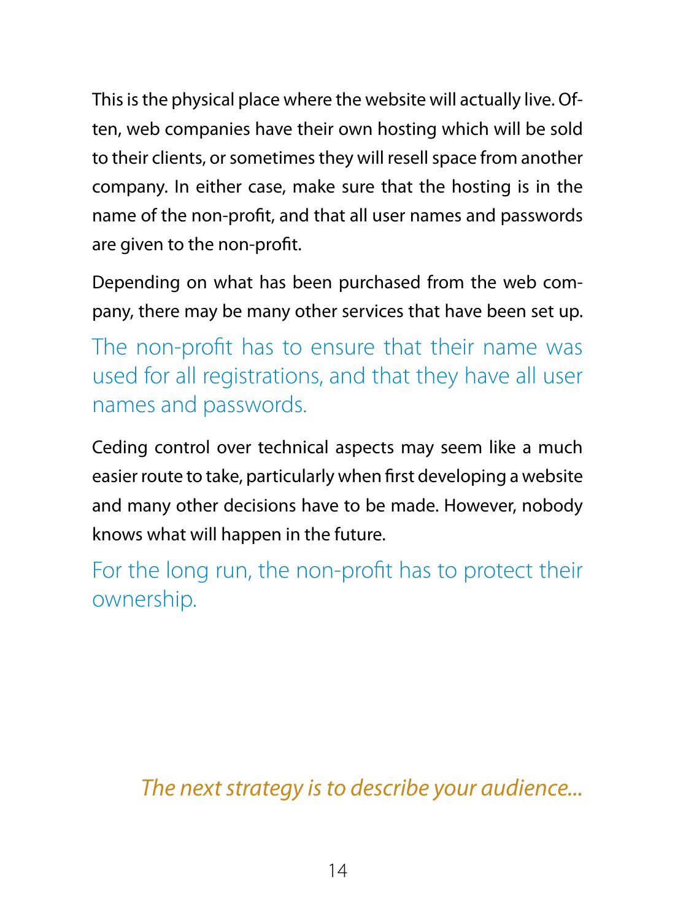This is the physical place where the website will actually live. Often, web companies have their own hosting which will be sold to their clients, or sometimes they will resell space from another company. In either case, make sure that the hosting is in the name of the non-profit, and that all user names and passwords are given to the non-profit.

Depending on what has been purchased from the web company, there may be many other services that have been set up.

The non-profit has to ensure that their name was used for all registrations, and that they have all user names and passwords.

Ceding control over technical aspects may seem like a much easier route to take, particularly when first developing a website and many other decisions have to be made. However, nobody knows what will happen in the future.

For the long run, the non-profit has to protect their ownership.

*The next strategy is to describe your audience...*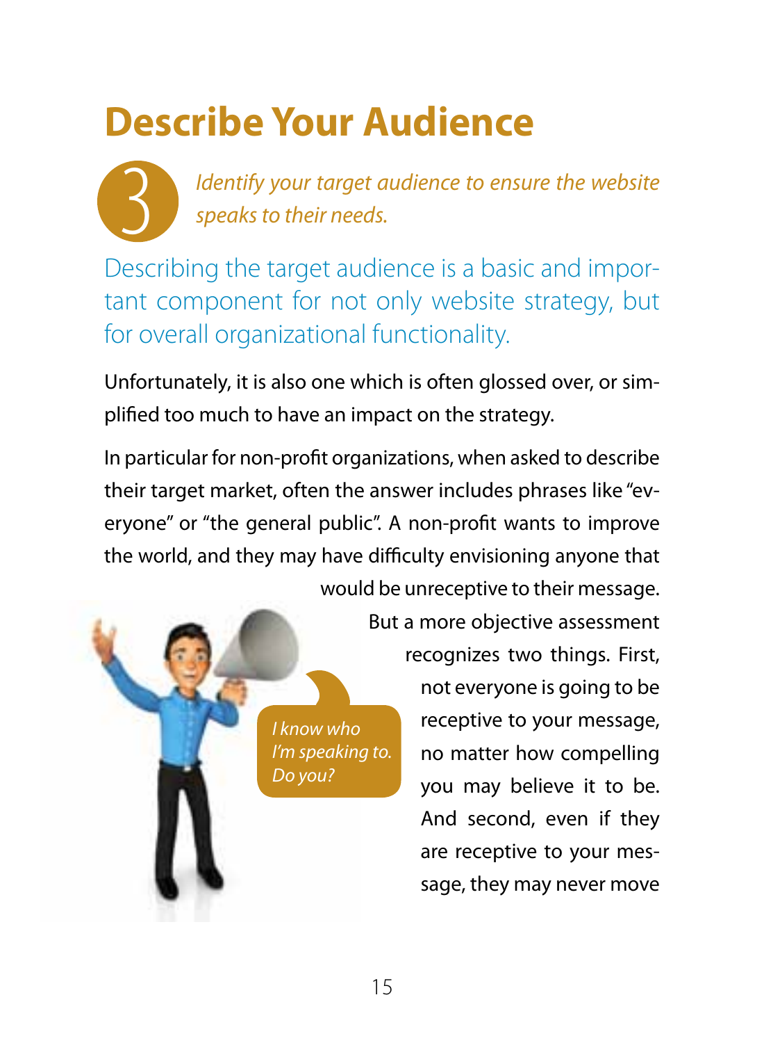# Describe Your Audience

3 *Identify your target audience to ensure the website speaks to their needs.*

Describing the target audience is a basic and important component for not only website strategy, but for overall organizational functionality.

Unfortunately, it is also one which is often glossed over, or simplified too much to have an impact on the strategy.

In particular for non-profit organizations, when asked to describe their target market, often the answer includes phrases like "everyone" or "the general public". A non-profit wants to improve the world, and they may have difficulty envisioning anyone that would be unreceptive to their message.

*I know who I'm speaking to. Do you?*

But a more objective assessment recognizes two things. First, not everyone is going to be receptive to your message, no matter how compelling you may believe it to be. And second, even if they are receptive to your message, they may never move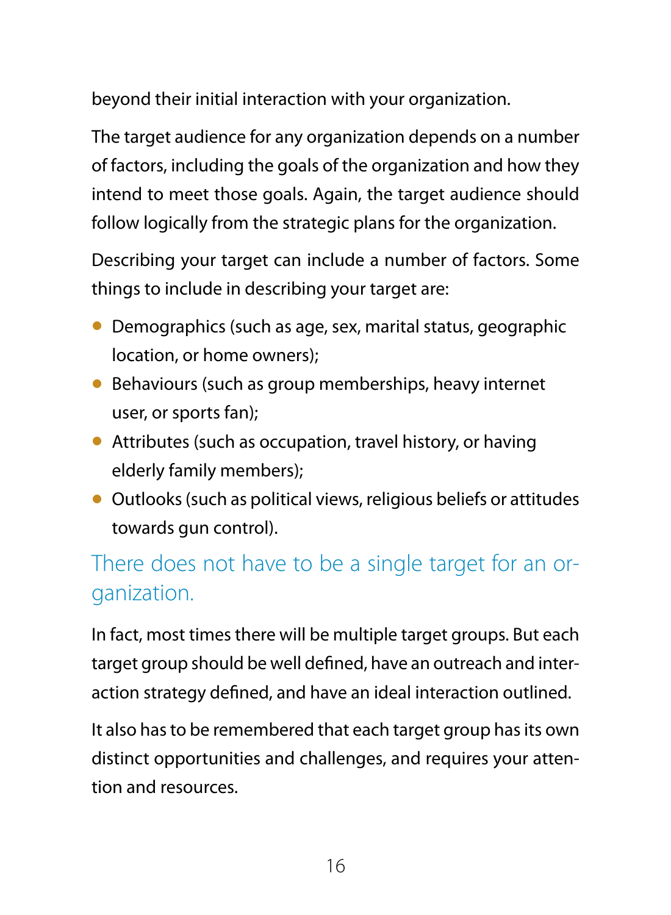beyond their initial interaction with your organization.

The target audience for any organization depends on a number of factors, including the goals of the organization and how they intend to meet those goals. Again, the target audience should follow logically from the strategic plans for the organization.

Describing your target can include a number of factors. Some things to include in describing your target are:

- Demographics (such as age, sex, marital status, geographic location, or home owners);
- Behaviours (such as group memberships, heavy internet user, or sports fan);
- Attributes (such as occupation, travel history, or having elderly family members);
- Outlooks (such as political views, religious beliefs or attitudes towards gun control).

## There does not have to be a single target for an organization.

In fact, most times there will be multiple target groups. But each target group should be well defined, have an outreach and interaction strategy defined, and have an ideal interaction outlined.

It also has to be remembered that each target group has its own distinct opportunities and challenges, and requires your attention and resources.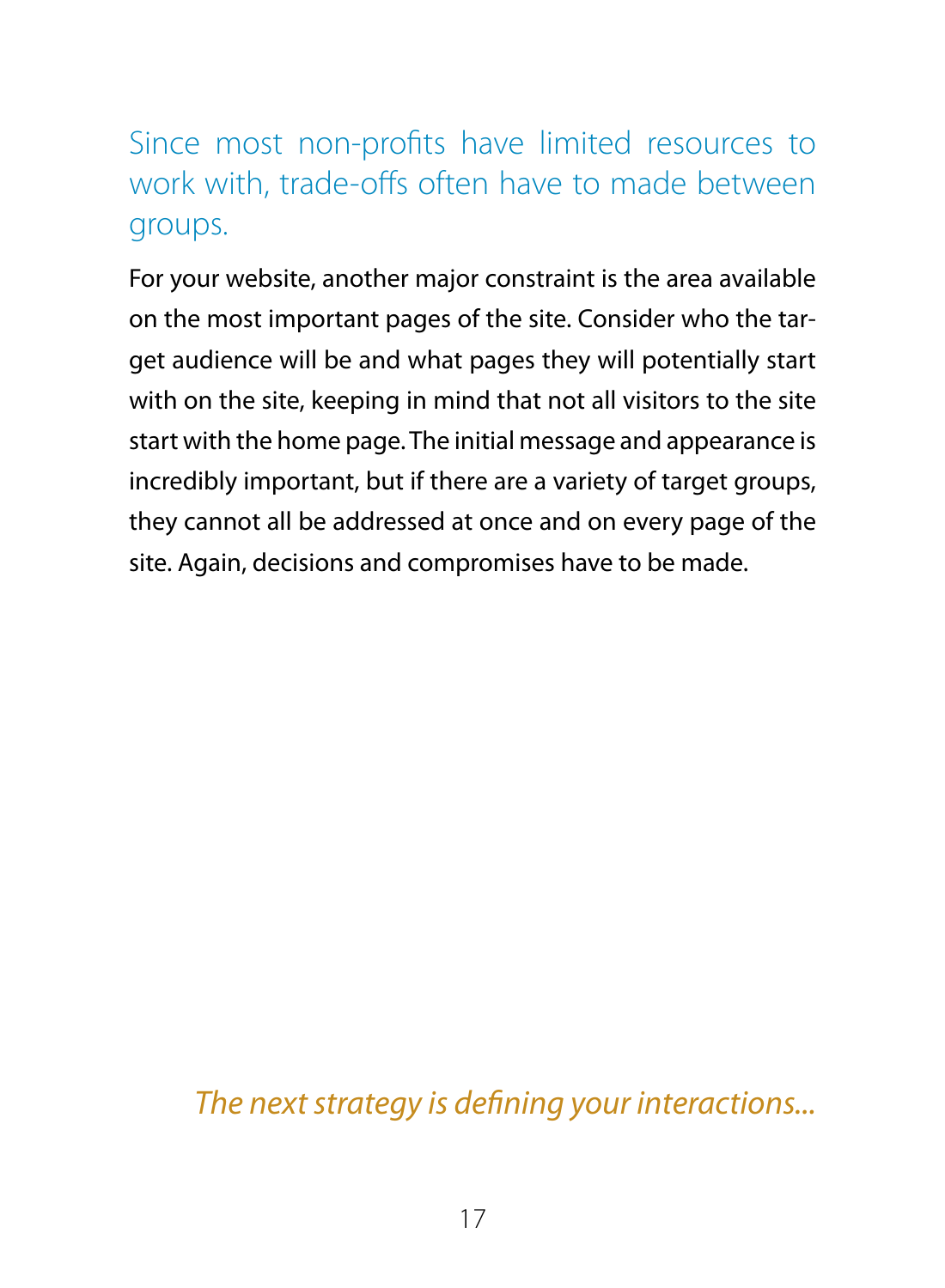## Since most non-profits have limited resources to work with, trade-offs often have to made between groups.

For your website, another major constraint is the area available on the most important pages of the site. Consider who the target audience will be and what pages they will potentially start with on the site, keeping in mind that not all visitors to the site start with the home page. The initial message and appearance is incredibly important, but if there are a variety of target groups, they cannot all be addressed at once and on every page of the site. Again, decisions and compromises have to be made.

*The next strategy is defining your interactions...*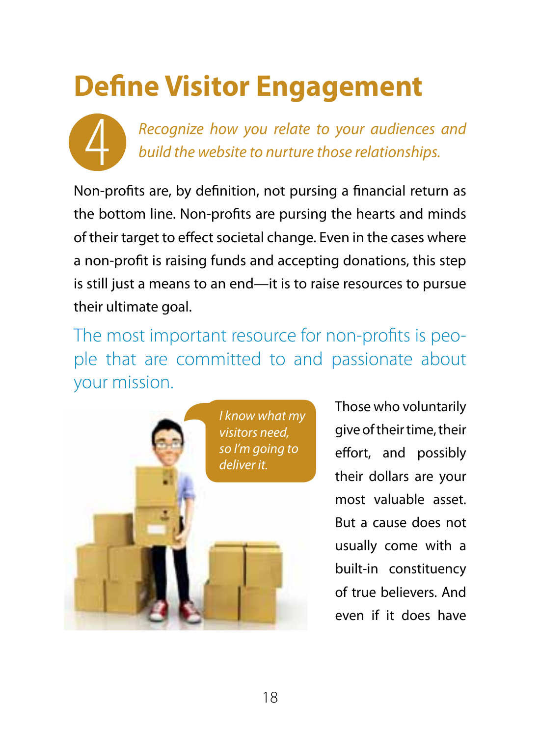# Define Visitor Engagement

4

*Recognize how you relate to your audiences and build the website to nurture those relationships.*

Non-profits are, by definition, not pursing a financial return as the bottom line. Non-profits are pursing the hearts and minds of their target to effect societal change. Even in the cases where a non-profit is raising funds and accepting donations, this step is still just a means to an end—it is to raise resources to pursue their ultimate goal.

The most important resource for non-profits is people that are committed to and passionate about your mission.

*I know what my visitors need, so I'm going to deliver it.*

Those who voluntarily give of their time, their effort, and possibly their dollars are your most valuable asset. But a cause does not usually come with a built-in constituency of true believers. And even if it does have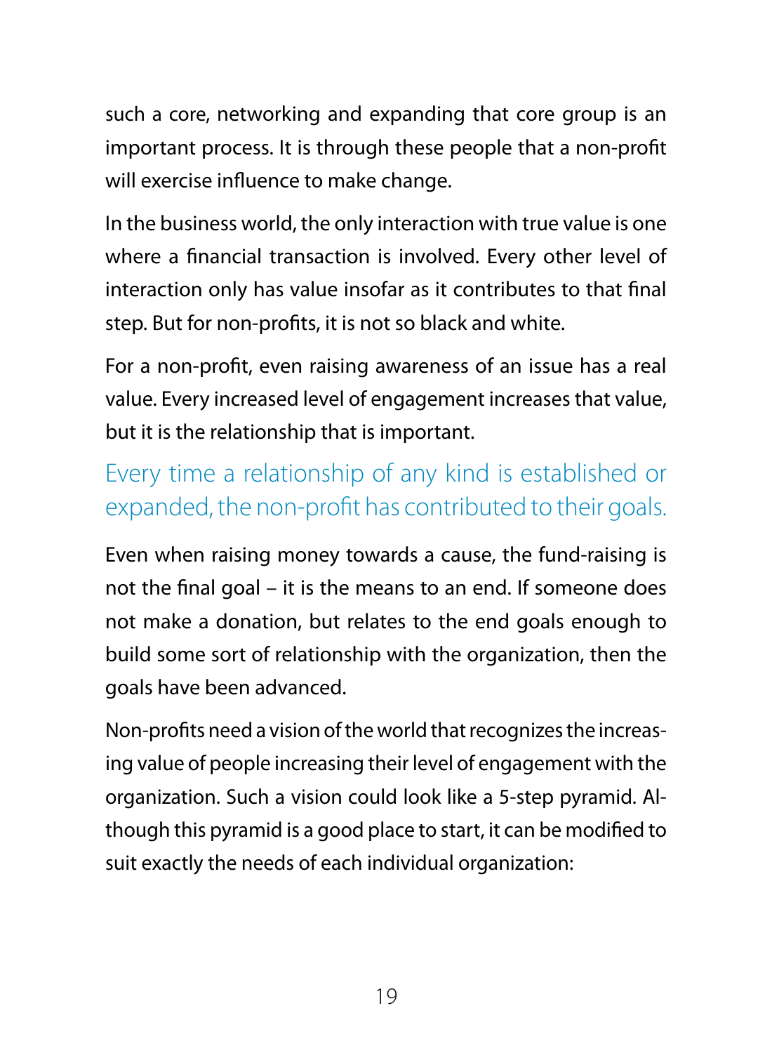such a core, networking and expanding that core group is an important process. It is through these people that a non-profit will exercise influence to make change.

In the business world, the only interaction with true value is one where a financial transaction is involved. Every other level of interaction only has value insofar as it contributes to that final step. But for non-profits, it is not so black and white.

For a non-profit, even raising awareness of an issue has a real value. Every increased level of engagement increases that value, but it is the relationship that is important.

> Every time a relationship of any kind is established or expanded, the non-profit has contributed to their goals.

Even when raising money towards a cause, the fund-raising is not the final goal – it is the means to an end. If someone does not make a donation, but relates to the end goals enough to build some sort of relationship with the organization, then the goals have been advanced.

Non-profits need a vision of the world that recognizes the increasing value of people increasing their level of engagement with the organization. Such a vision could look like a 5-step pyramid. Although this pyramid is a good place to start, it can be modified to suit exactly the needs of each individual organization: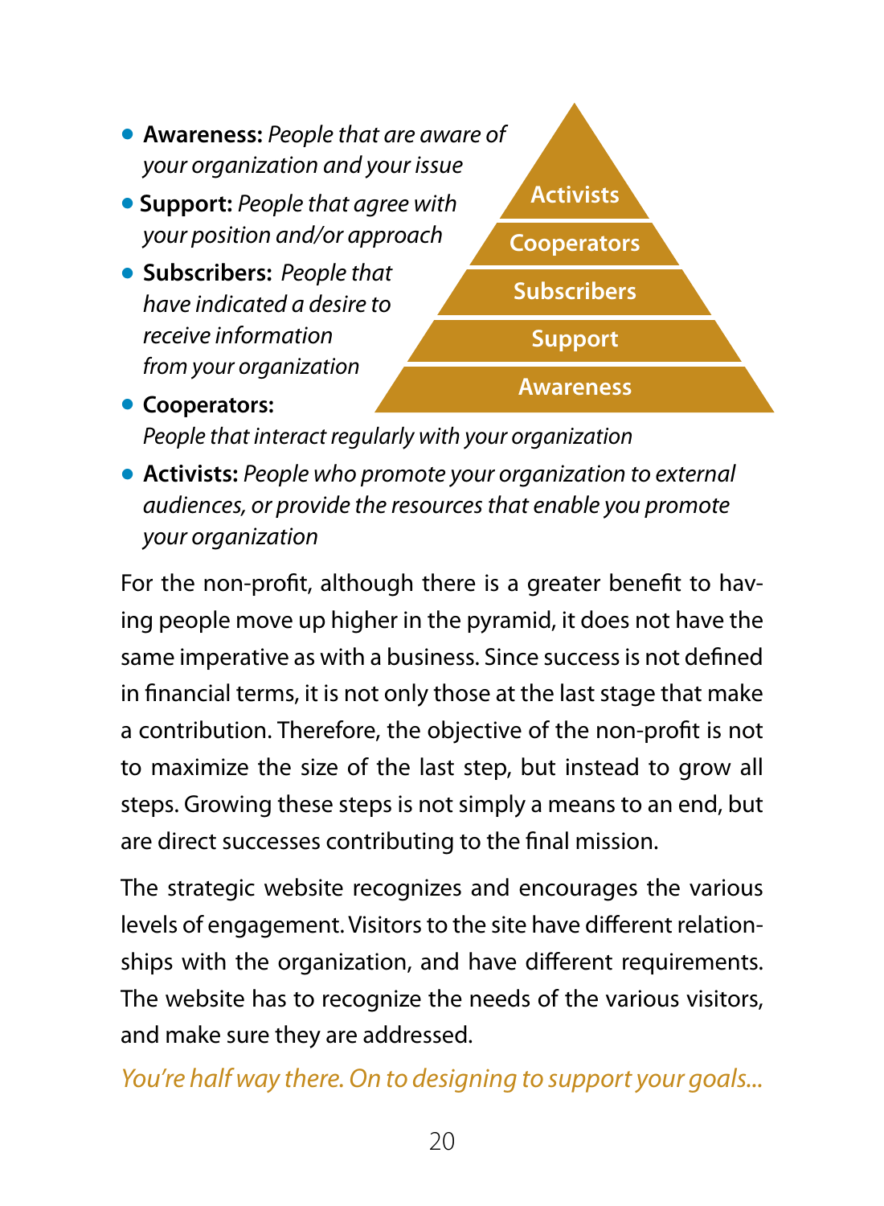- **Awareness:** *People that are aware of your organization and your issue*
- **Support:** *People that agree with your position and/or approach*
- **Subscribers:** *People that have indicated a desire to receive information from your organization*
- **Cooperators:** *People that interact regularly with your organization*
- **Activists:** *People who promote your organization to external audiences, or provide the resources that enable you promote your organization*

Activists
Cooperators
Subscribers
Support
Awareness

For the non-profit, although there is a greater benefit to having people move up higher in the pyramid, it does not have the same imperative as with a business. Since success is not defined in financial terms, it is not only those at the last stage that make a contribution. Therefore, the objective of the non-profit is not to maximize the size of the last step, but instead to grow all steps. Growing these steps is not simply a means to an end, but are direct successes contributing to the final mission.

The strategic website recognizes and encourages the various levels of engagement. Visitors to the site have different relationships with the organization, and have different requirements. The website has to recognize the needs of the various visitors, and make sure they are addressed.

*You're half way there. On to designing to support your goals...*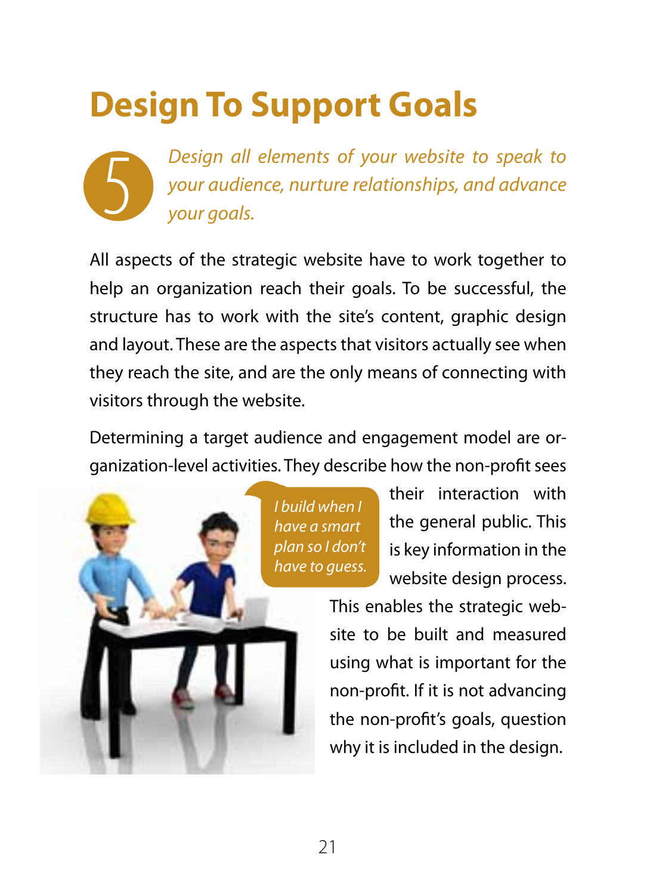# Design To Support Goals

5 *Design all elements of your website to speak to your audience, nurture relationships, and advance your goals.*

All aspects of the strategic website have to work together to help an organization reach their goals. To be successful, the structure has to work with the site's content, graphic design and layout. These are the aspects that visitors actually see when they reach the site, and are the only means of connecting with visitors through the website.

Determining a target audience and engagement model are organization-level activities. They describe how the non-profit sees their interaction with the general public. This is key information in the website design process. This enables the strategic website to be built and measured using what is important for the non-profit. If it is not advancing the non-profit's goals, question why it is included in the design.

*I build when I have a smart plan so I don't have to guess.*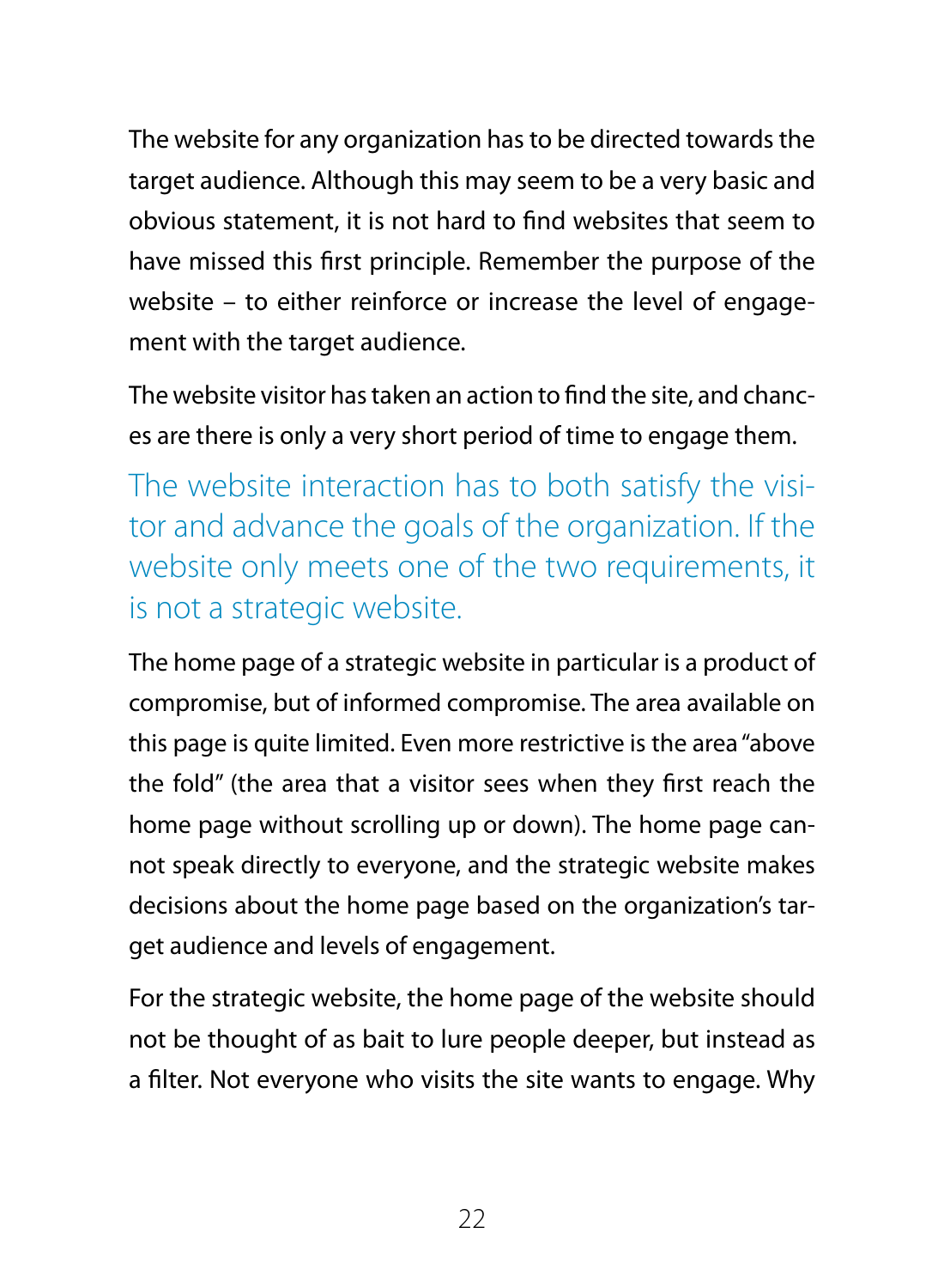The website for any organization has to be directed towards the target audience. Although this may seem to be a very basic and obvious statement, it is not hard to find websites that seem to have missed this first principle. Remember the purpose of the website – to either reinforce or increase the level of engagement with the target audience.

The website visitor has taken an action to find the site, and chances are there is only a very short period of time to engage them.

> The website interaction has to both satisfy the visitor and advance the goals of the organization. If the website only meets one of the two requirements, it is not a strategic website.

The home page of a strategic website in particular is a product of compromise, but of informed compromise. The area available on this page is quite limited. Even more restrictive is the area "above the fold" (the area that a visitor sees when they first reach the home page without scrolling up or down). The home page cannot speak directly to everyone, and the strategic website makes decisions about the home page based on the organization's target audience and levels of engagement.

For the strategic website, the home page of the website should not be thought of as bait to lure people deeper, but instead as a filter. Not everyone who visits the site wants to engage. Why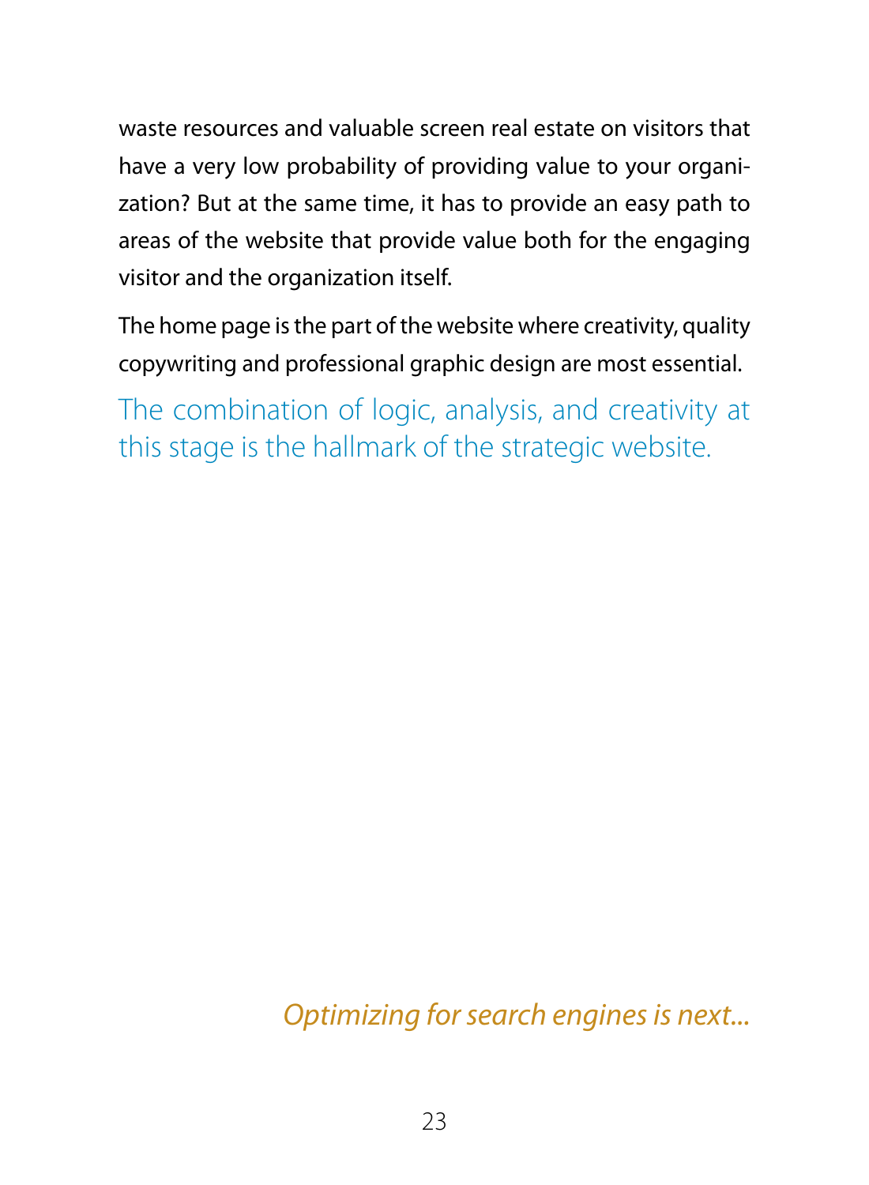waste resources and valuable screen real estate on visitors that have a very low probability of providing value to your organization? But at the same time, it has to provide an easy path to areas of the website that provide value both for the engaging visitor and the organization itself.

The home page is the part of the website where creativity, quality copywriting and professional graphic design are most essential.

The combination of logic, analysis, and creativity at this stage is the hallmark of the strategic website.

*Optimizing for search engines is next...*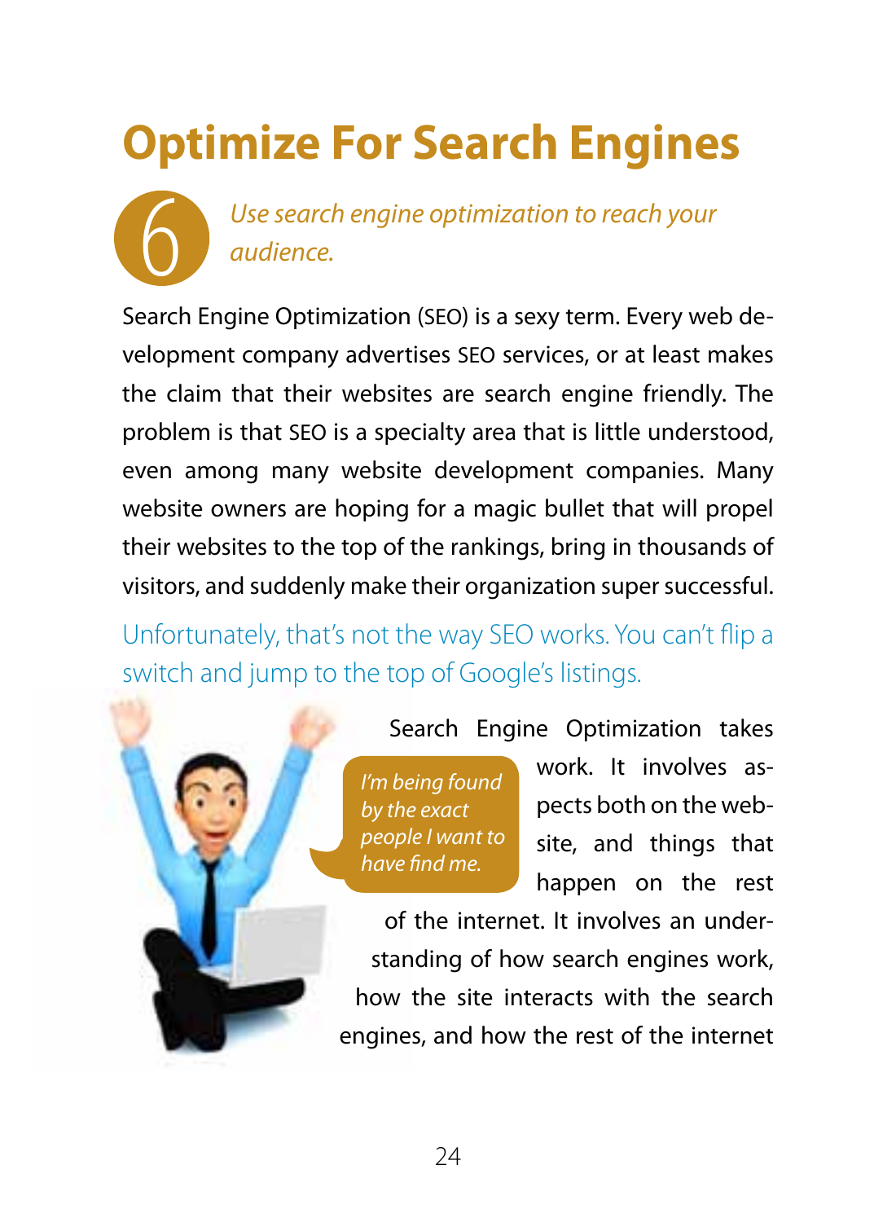# Optimize For Search Engines

6

*Use search engine optimization to reach your audience.*

Search Engine Optimization (SEO) is a sexy term. Every web development company advertises SEO services, or at least makes the claim that their websites are search engine friendly. The problem is that SEO is a specialty area that is little understood, even among many website development companies. Many website owners are hoping for a magic bullet that will propel their websites to the top of the rankings, bring in thousands of visitors, and suddenly make their organization super successful.

Unfortunately, that's not the way SEO works. You can't flip a switch and jump to the top of Google's listings.

*I'm being found by the exact people I want to have find me.*

Search Engine Optimization takes work. It involves aspects both on the website, and things that happen on the rest of the internet. It involves an understanding of how search engines work, how the site interacts with the search engines, and how the rest of the internet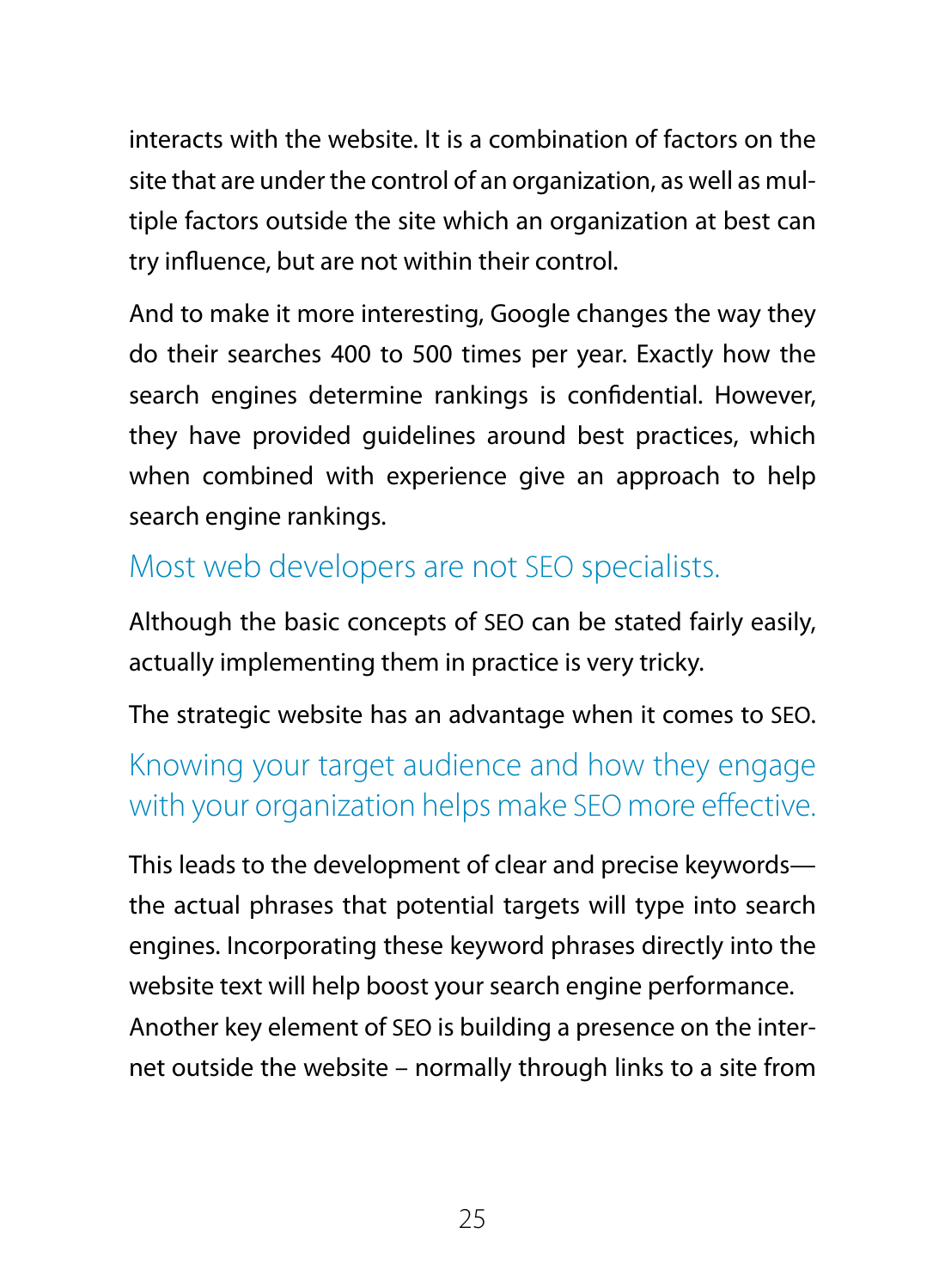interacts with the website. It is a combination of factors on the site that are under the control of an organization, as well as multiple factors outside the site which an organization at best can try influence, but are not within their control.

And to make it more interesting, Google changes the way they do their searches 400 to 500 times per year. Exactly how the search engines determine rankings is confidential. However, they have provided guidelines around best practices, which when combined with experience give an approach to help search engine rankings.

## Most web developers are not SEO specialists.

Although the basic concepts of SEO can be stated fairly easily, actually implementing them in practice is very tricky.

The strategic website has an advantage when it comes to SEO.

## Knowing your target audience and how they engage with your organization helps make SEO more effective.

This leads to the development of clear and precise keywords—the actual phrases that potential targets will type into search engines. Incorporating these keyword phrases directly into the website text will help boost your search engine performance.

Another key element of SEO is building a presence on the internet outside the website – normally through links to a site from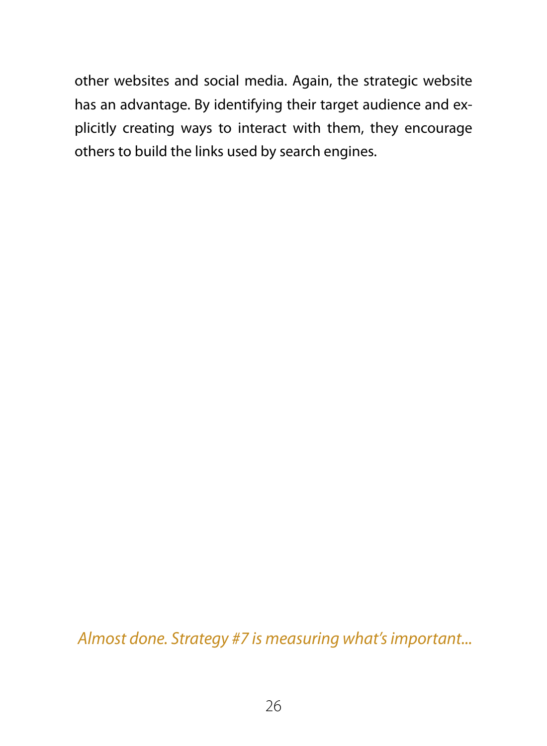other websites and social media. Again, the strategic website has an advantage. By identifying their target audience and explicitly creating ways to interact with them, they encourage others to build the links used by search engines.

*Almost done. Strategy #7 is measuring what's important...*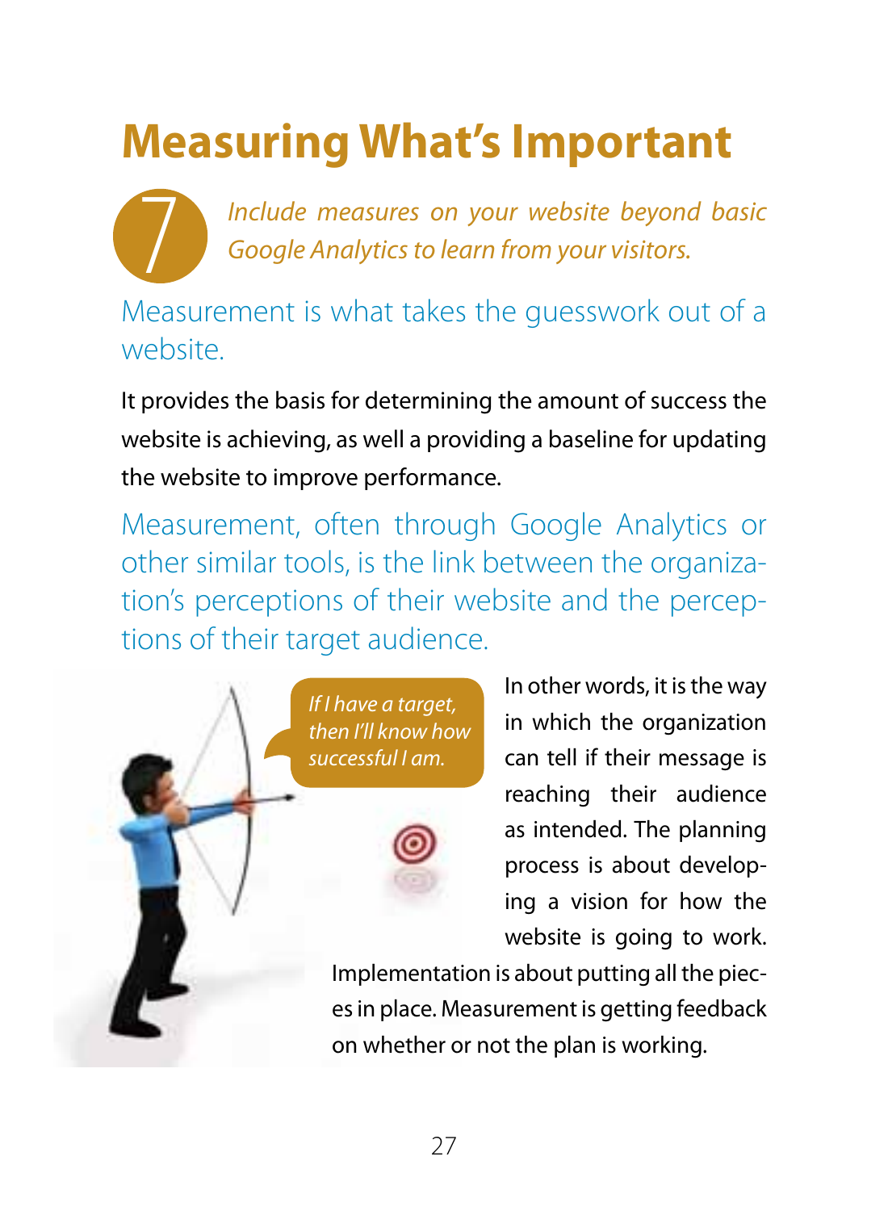# Measuring What's Important

**7** *Include measures on your website beyond basic Google Analytics to learn from your visitors.*

Measurement is what takes the guesswork out of a website.

It provides the basis for determining the amount of success the website is achieving, as well a providing a baseline for updating the website to improve performance.

Measurement, often through Google Analytics or other similar tools, is the link between the organization's perceptions of their website and the perceptions of their target audience.

*If I have a target, then I'll know how successful I am.*

In other words, it is the way in which the organization can tell if their message is reaching their audience as intended. The planning process is about developing a vision for how the website is going to work. Implementation is about putting all the pieces in place. Measurement is getting feedback on whether or not the plan is working.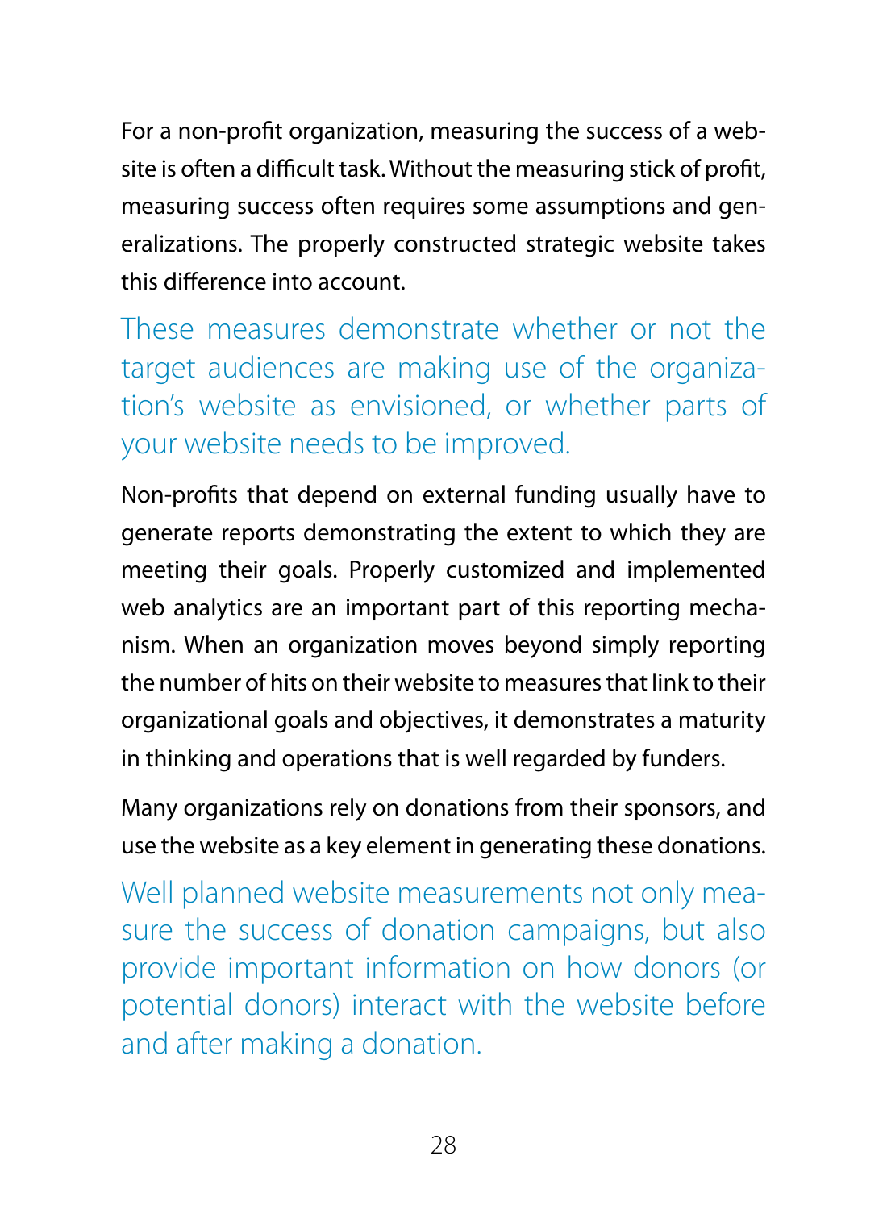For a non-profit organization, measuring the success of a website is often a difficult task. Without the measuring stick of profit, measuring success often requires some assumptions and generalizations. The properly constructed strategic website takes this difference into account.

> These measures demonstrate whether or not the target audiences are making use of the organization's website as envisioned, or whether parts of your website needs to be improved.

Non-profits that depend on external funding usually have to generate reports demonstrating the extent to which they are meeting their goals. Properly customized and implemented web analytics are an important part of this reporting mechanism. When an organization moves beyond simply reporting the number of hits on their website to measures that link to their organizational goals and objectives, it demonstrates a maturity in thinking and operations that is well regarded by funders.

Many organizations rely on donations from their sponsors, and use the website as a key element in generating these donations.

> Well planned website measurements not only measure the success of donation campaigns, but also provide important information on how donors (or potential donors) interact with the website before and after making a donation.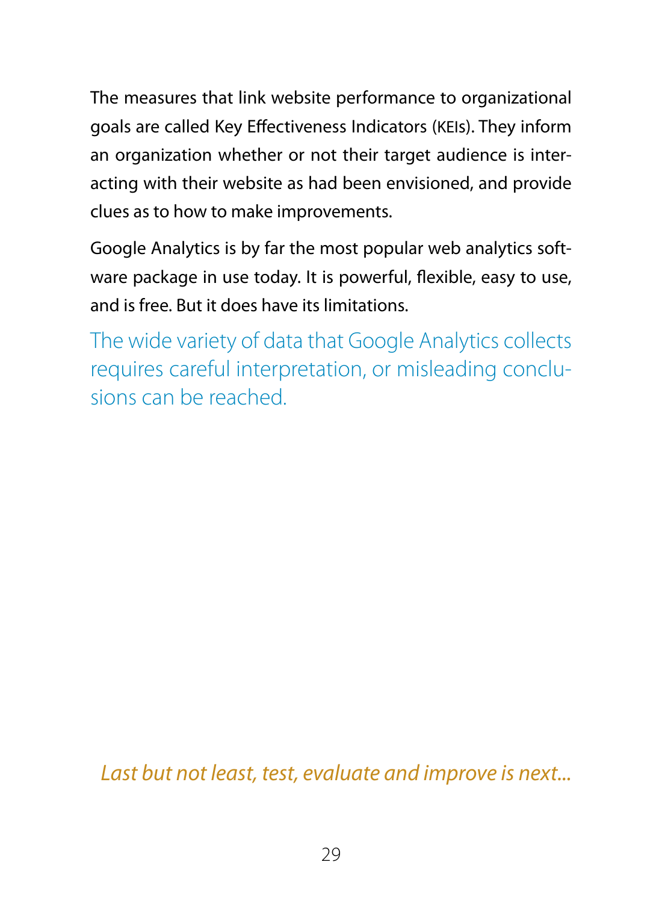The measures that link website performance to organizational goals are called Key Effectiveness Indicators (KEIs). They inform an organization whether or not their target audience is interacting with their website as had been envisioned, and provide clues as to how to make improvements.

Google Analytics is by far the most popular web analytics software package in use today. It is powerful, flexible, easy to use, and is free. But it does have its limitations.

The wide variety of data that Google Analytics collects requires careful interpretation, or misleading conclusions can be reached.

*Last but not least, test, evaluate and improve is next...*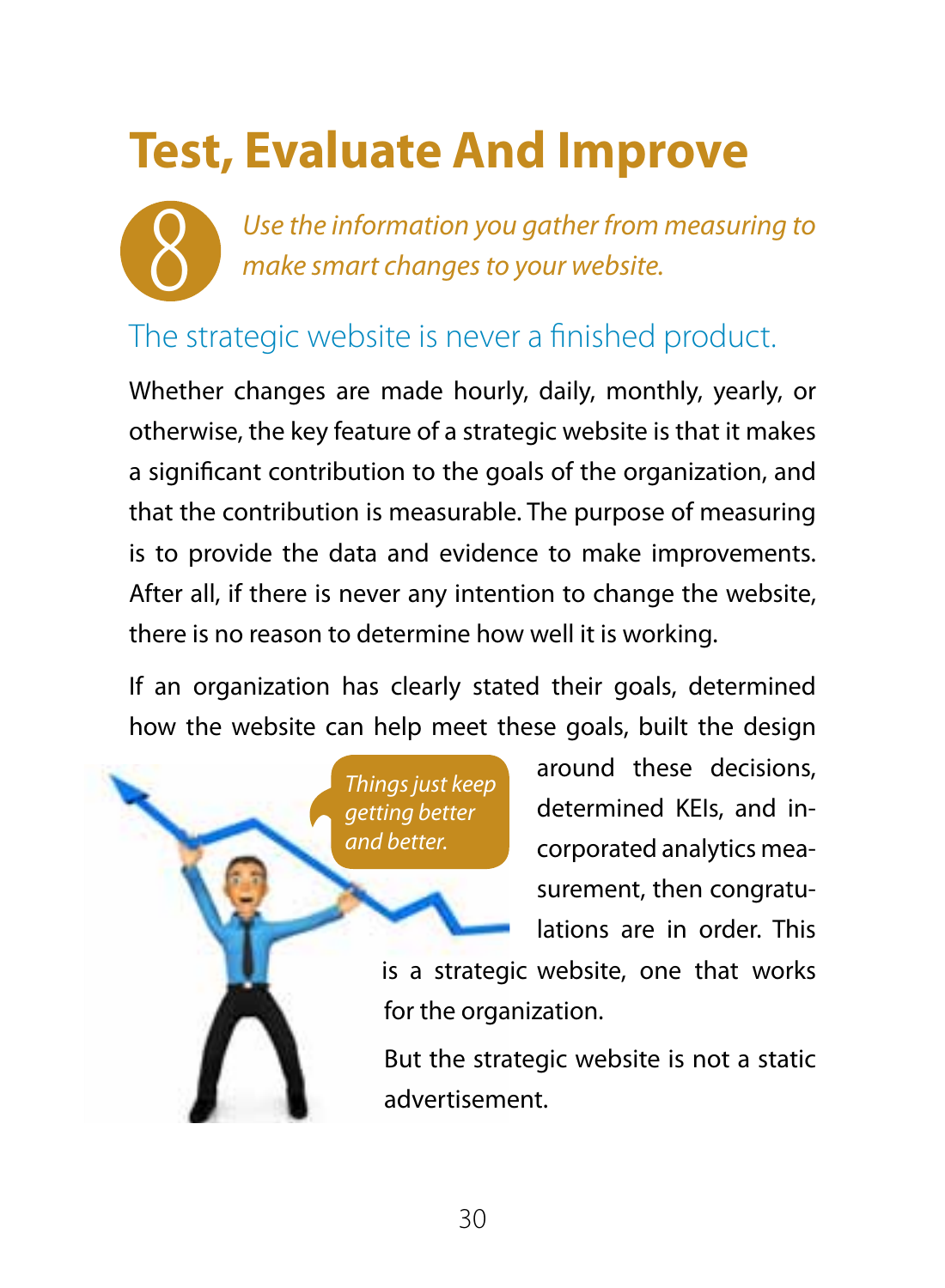# Test, Evaluate And Improve

8 *Use the information you gather from measuring to make smart changes to your website.*

## The strategic website is never a finished product.

Whether changes are made hourly, daily, monthly, yearly, or otherwise, the key feature of a strategic website is that it makes a significant contribution to the goals of the organization, and that the contribution is measurable. The purpose of measuring is to provide the data and evidence to make improvements. After all, if there is never any intention to change the website, there is no reason to determine how well it is working.

If an organization has clearly stated their goals, determined how the website can help meet these goals, built the design around these decisions, determined KEIs, and incorporated analytics measurement, then congratulations are in order. This is a strategic website, one that works for the organization.

*Things just keep getting better and better.*

But the strategic website is not a static advertisement.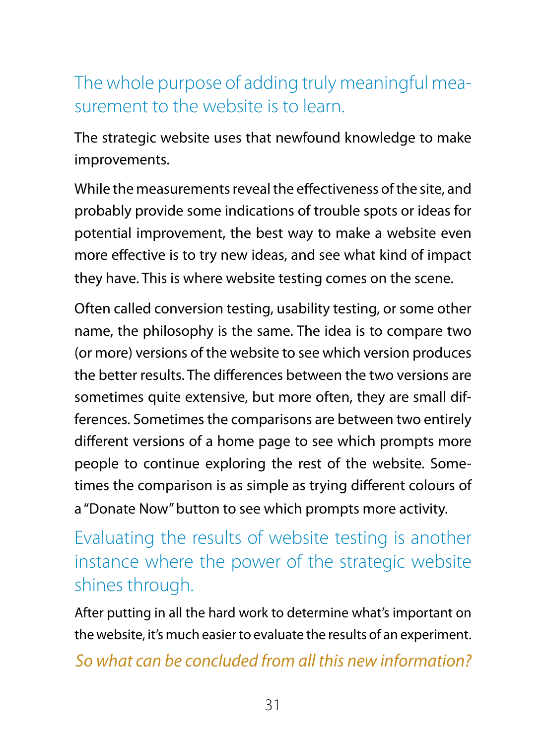## The whole purpose of adding truly meaningful measurement to the website is to learn.

The strategic website uses that newfound knowledge to make improvements.

While the measurements reveal the effectiveness of the site, and probably provide some indications of trouble spots or ideas for potential improvement, the best way to make a website even more effective is to try new ideas, and see what kind of impact they have. This is where website testing comes on the scene.

Often called conversion testing, usability testing, or some other name, the philosophy is the same. The idea is to compare two (or more) versions of the website to see which version produces the better results. The differences between the two versions are sometimes quite extensive, but more often, they are small differences. Sometimes the comparisons are between two entirely different versions of a home page to see which prompts more people to continue exploring the rest of the website. Sometimes the comparison is as simple as trying different colours of a "Donate Now" button to see which prompts more activity.

## Evaluating the results of website testing is another instance where the power of the strategic website shines through.

After putting in all the hard work to determine what's important on the website, it's much easier to evaluate the results of an experiment.

*So what can be concluded from all this new information?*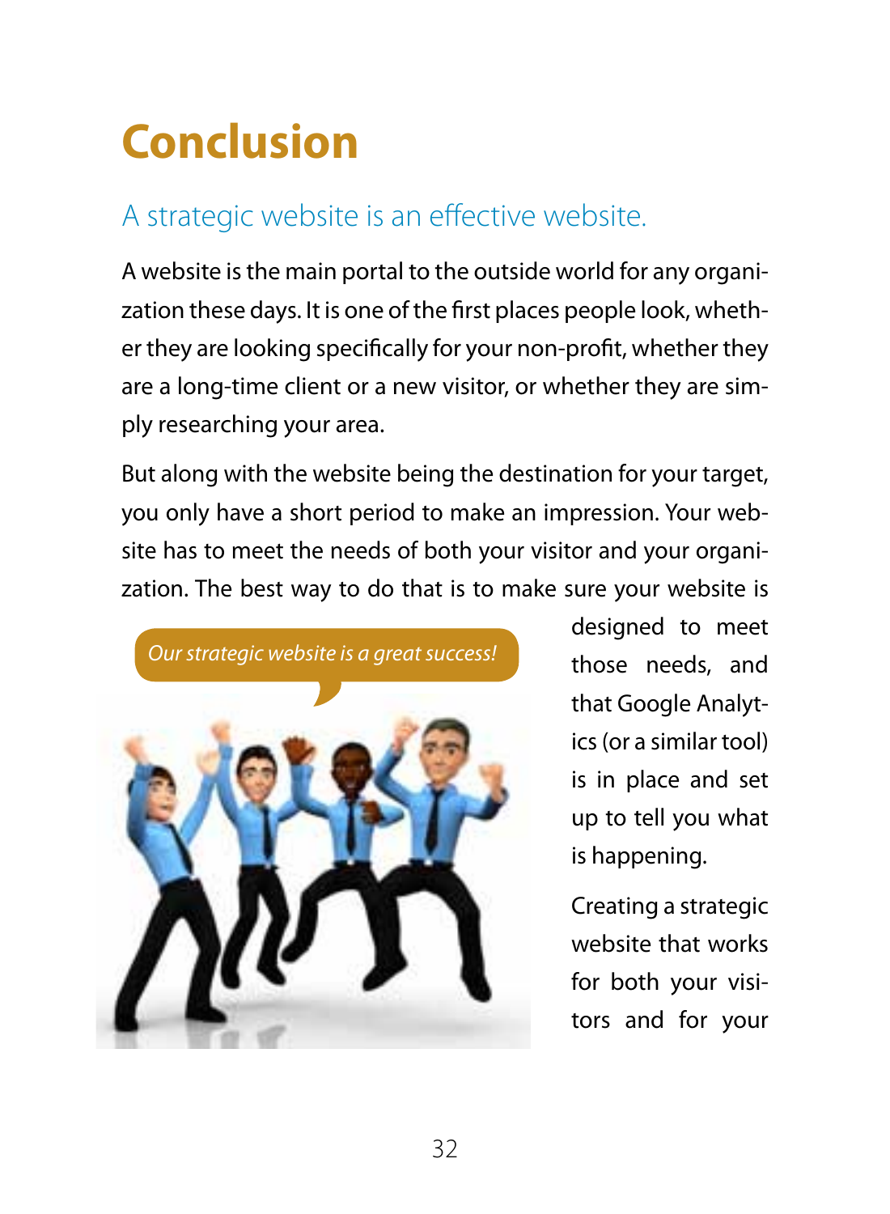# Conclusion

## A strategic website is an effective website.

A website is the main portal to the outside world for any organization these days. It is one of the first places people look, whether they are looking specifically for your non-profit, whether they are a long-time client or a new visitor, or whether they are simply researching your area.

But along with the website being the destination for your target, you only have a short period to make an impression. Your website has to meet the needs of both your visitor and your organization. The best way to do that is to make sure your website is designed to meet those needs, and that Google Analytics (or a similar tool) is in place and set up to tell you what is happening.

Creating a strategic website that works for both your visitors and for your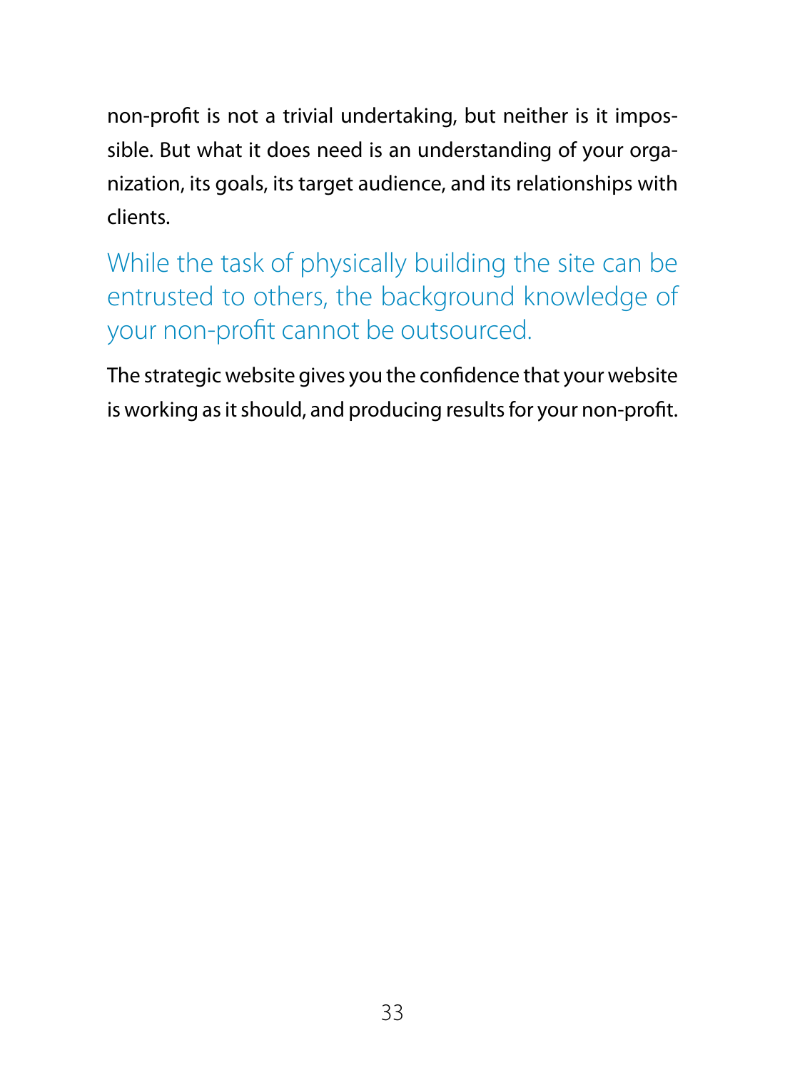non-profit is not a trivial undertaking, but neither is it impossible. But what it does need is an understanding of your organization, its goals, its target audience, and its relationships with clients.

> While the task of physically building the site can be entrusted to others, the background knowledge of your non-profit cannot be outsourced.

The strategic website gives you the confidence that your website is working as it should, and producing results for your non-profit.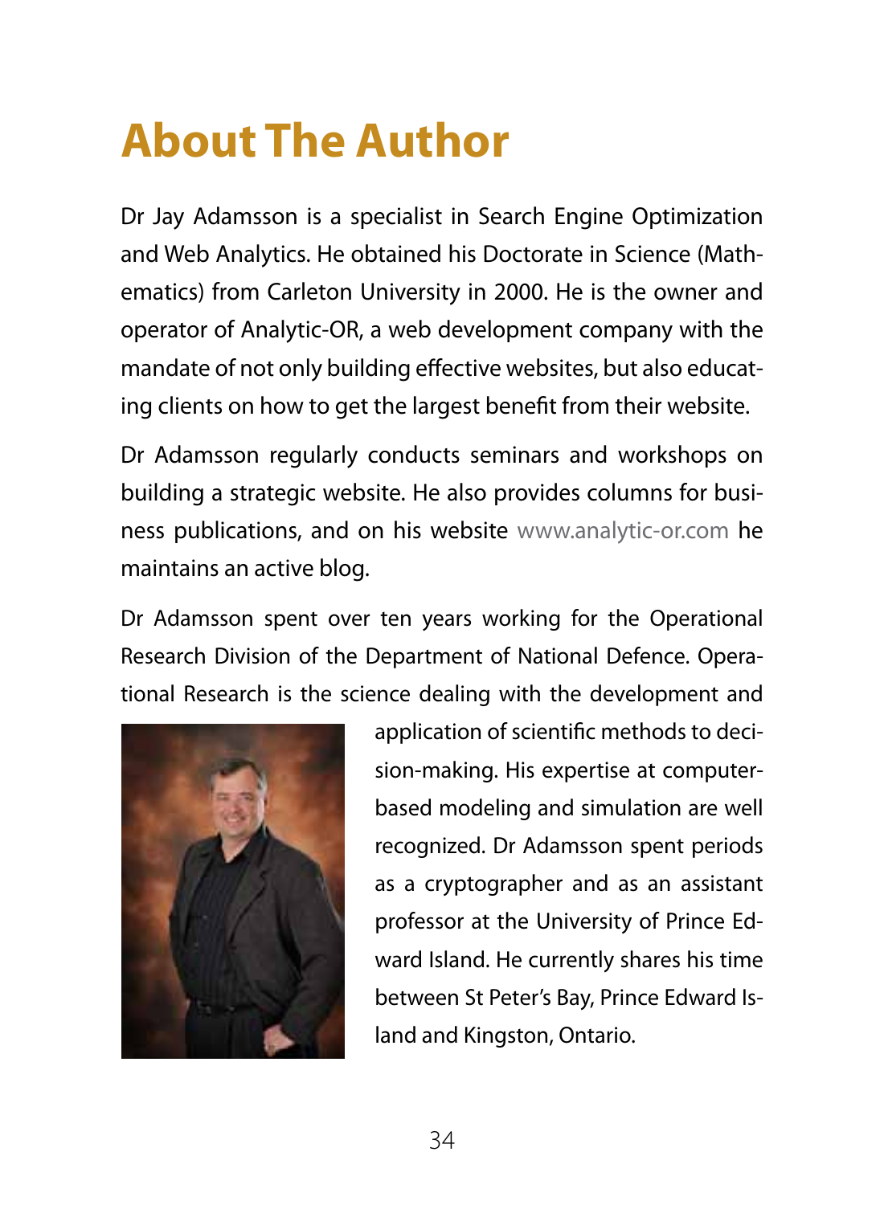# About The Author

Dr Jay Adamsson is a specialist in Search Engine Optimization and Web Analytics. He obtained his Doctorate in Science (Mathematics) from Carleton University in 2000. He is the owner and operator of Analytic-OR, a web development company with the mandate of not only building effective websites, but also educating clients on how to get the largest benefit from their website.

Dr Adamsson regularly conducts seminars and workshops on building a strategic website. He also provides columns for business publications, and on his website www.analytic-or.com he maintains an active blog.

Dr Adamsson spent over ten years working for the Operational Research Division of the Department of National Defence. Operational Research is the science dealing with the development and application of scientific methods to decision-making. His expertise at computer-based modeling and simulation are well recognized. Dr Adamsson spent periods as a cryptographer and as an assistant professor at the University of Prince Edward Island. He currently shares his time between St Peter's Bay, Prince Edward Island and Kingston, Ontario.